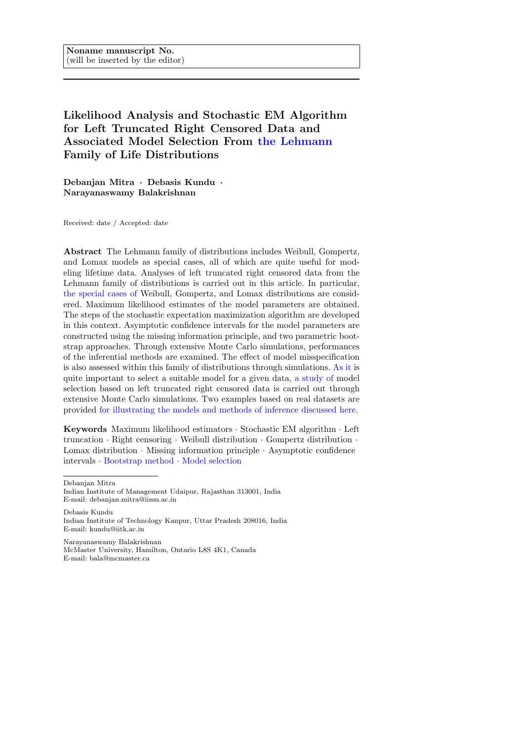Noname manuscript No.
(will be inserted by the editor)

# Likelihood Analysis and Stochastic EM Algorithm for Left Truncated Right Censored Data and Associated Model Selection From the Lehmann Family of Life Distributions

**Debanjan Mitra · Debasis Kundu · Narayanaswamy Balakrishnan**

Received: date / Accepted: date

**Abstract** The Lehmann family of distributions includes Weibull, Gompertz, and Lomax models as special cases, all of which are quite useful for modeling lifetime data. Analyses of left truncated right censored data from the Lehmann family of distributions is carried out in this article. In particular, the special cases of Weibull, Gompertz, and Lomax distributions are considered. Maximum likelihood estimates of the model parameters are obtained. The steps of the stochastic expectation maximization algorithm are developed in this context. Asymptotic confidence intervals for the model parameters are constructed using the missing information principle, and two parametric bootstrap approaches. Through extensive Monte Carlo simulations, performances of the inferential methods are examined. The effect of model misspecification is also assessed within this family of distributions through simulations. As it is quite important to select a suitable model for a given data, a study of model selection based on left truncated right censored data is carried out through extensive Monte Carlo simulations. Two examples based on real datasets are provided for illustrating the models and methods of inference discussed here.

**Keywords** Maximum likelihood estimators · Stochastic EM algorithm · Left truncation · Right censoring · Weibull distribution · Gompertz distribution · Lomax distribution · Missing information principle · Asymptotic confidence intervals · Bootstrap method · Model selection

---

Debanjan Mitra
Indian Institute of Management Udaipur, Rajasthan 313001, India
E-mail: debanjan.mitra@iimu.ac.in

Debasis Kundu
Indian Institute of Technology Kanpur, Uttar Pradesh 208016, India
E-mail: kundu@iitk.ac.in

Narayanaswamy Balakrishnan
McMaster University, Hamilton, Ontario L8S 4K1, Canada
E-mail: bala@mcmaster.ca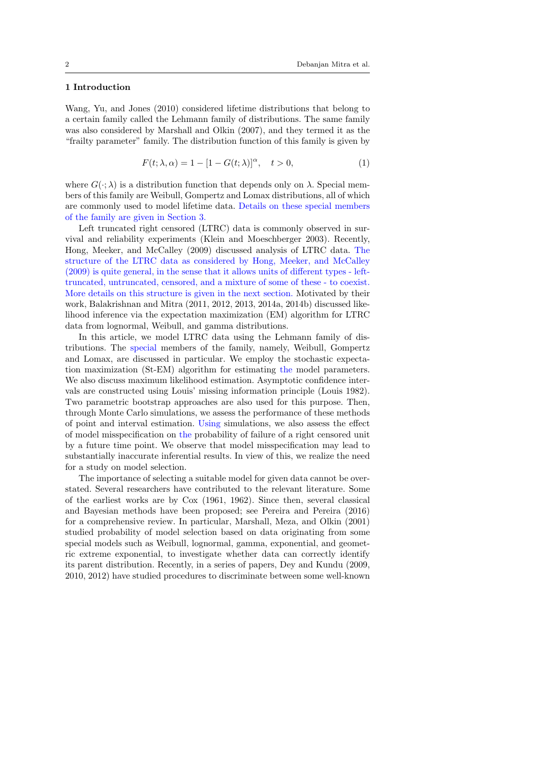## 1 Introduction

Wang, Yu, and Jones (2010) considered lifetime distributions that belong to a certain family called the Lehmann family of distributions. The same family was also considered by Marshall and Olkin (2007), and they termed it as the "frailty parameter" family. The distribution function of this family is given by

$$F(t; \lambda, \alpha) = 1 - [1 - G(t; \lambda)]^{\alpha}, \quad t > 0, \tag{1}$$

where $G(\cdot; \lambda)$ is a distribution function that depends only on $\lambda$. Special members of this family are Weibull, Gompertz and Lomax distributions, all of which are commonly used to model lifetime data. Details on these special members of the family are given in Section 3.

Left truncated right censored (LTRC) data is commonly observed in survival and reliability experiments (Klein and Moeschberger 2003). Recently, Hong, Meeker, and McCalley (2009) discussed analysis of LTRC data. The structure of the LTRC data as considered by Hong, Meeker, and McCalley (2009) is quite general, in the sense that it allows units of different types - left-truncated, untruncated, censored, and a mixture of some of these - to coexist. More details on this structure is given in the next section. Motivated by their work, Balakrishnan and Mitra (2011, 2012, 2013, 2014a, 2014b) discussed likelihood inference via the expectation maximization (EM) algorithm for LTRC data from lognormal, Weibull, and gamma distributions.

In this article, we model LTRC data using the Lehmann family of distributions. The special members of the family, namely, Weibull, Gompertz and Lomax, are discussed in particular. We employ the stochastic expectation maximization (St-EM) algorithm for estimating the model parameters. We also discuss maximum likelihood estimation. Asymptotic confidence intervals are constructed using Louis' missing information principle (Louis 1982). Two parametric bootstrap approaches are also used for this purpose. Then, through Monte Carlo simulations, we assess the performance of these methods of point and interval estimation. Using simulations, we also assess the effect of model misspecification on the probability of failure of a right censored unit by a future time point. We observe that model misspecification may lead to substantially inaccurate inferential results. In view of this, we realize the need for a study on model selection.

The importance of selecting a suitable model for given data cannot be overstated. Several researchers have contributed to the relevant literature. Some of the earliest works are by Cox (1961, 1962). Since then, several classical and Bayesian methods have been proposed; see Pereira and Pereira (2016) for a comprehensive review. In particular, Marshall, Meza, and Olkin (2001) studied probability of model selection based on data originating from some special models such as Weibull, lognormal, gamma, exponential, and geometric extreme exponential, to investigate whether data can correctly identify its parent distribution. Recently, in a series of papers, Dey and Kundu (2009, 2010, 2012) have studied procedures to discriminate between some well-known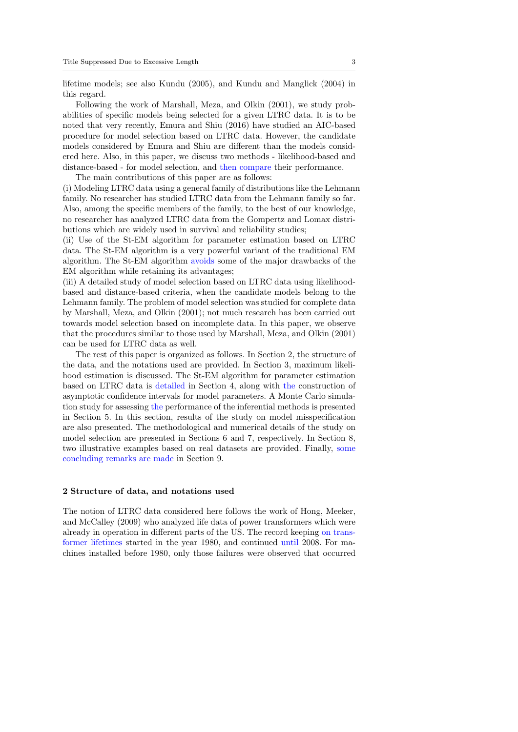lifetime models; see also Kundu (2005), and Kundu and Manglick (2004) in this regard.

Following the work of Marshall, Meza, and Olkin (2001), we study probabilities of specific models being selected for a given LTRC data. It is to be noted that very recently, Emura and Shiu (2016) have studied an AIC-based procedure for model selection based on LTRC data. However, the candidate models considered by Emura and Shiu are different than the models considered here. Also, in this paper, we discuss two methods - likelihood-based and distance-based - for model selection, and then compare their performance.

The main contributions of this paper are as follows:
(i) Modeling LTRC data using a general family of distributions like the Lehmann family. No researcher has studied LTRC data from the Lehmann family so far. Also, among the specific members of the family, to the best of our knowledge, no researcher has analyzed LTRC data from the Gompertz and Lomax distributions which are widely used in survival and reliability studies;
(ii) Use of the St-EM algorithm for parameter estimation based on LTRC data. The St-EM algorithm is a very powerful variant of the traditional EM algorithm. The St-EM algorithm avoids some of the major drawbacks of the EM algorithm while retaining its advantages;
(iii) A detailed study of model selection based on LTRC data using likelihood-based and distance-based criteria, when the candidate models belong to the Lehmann family. The problem of model selection was studied for complete data by Marshall, Meza, and Olkin (2001); not much research has been carried out towards model selection based on incomplete data. In this paper, we observe that the procedures similar to those used by Marshall, Meza, and Olkin (2001) can be used for LTRC data as well.

The rest of this paper is organized as follows. In Section 2, the structure of the data, and the notations used are provided. In Section 3, maximum likelihood estimation is discussed. The St-EM algorithm for parameter estimation based on LTRC data is detailed in Section 4, along with the construction of asymptotic confidence intervals for model parameters. A Monte Carlo simulation study for assessing the performance of the inferential methods is presented in Section 5. In this section, results of the study on model misspecification are also presented. The methodological and numerical details of the study on model selection are presented in Sections 6 and 7, respectively. In Section 8, two illustrative examples based on real datasets are provided. Finally, some concluding remarks are made in Section 9.

## 2 Structure of data, and notations used

The notion of LTRC data considered here follows the work of Hong, Meeker, and McCalley (2009) who analyzed life data of power transformers which were already in operation in different parts of the US. The record keeping on transformer lifetimes started in the year 1980, and continued until 2008. For machines installed before 1980, only those failures were observed that occurred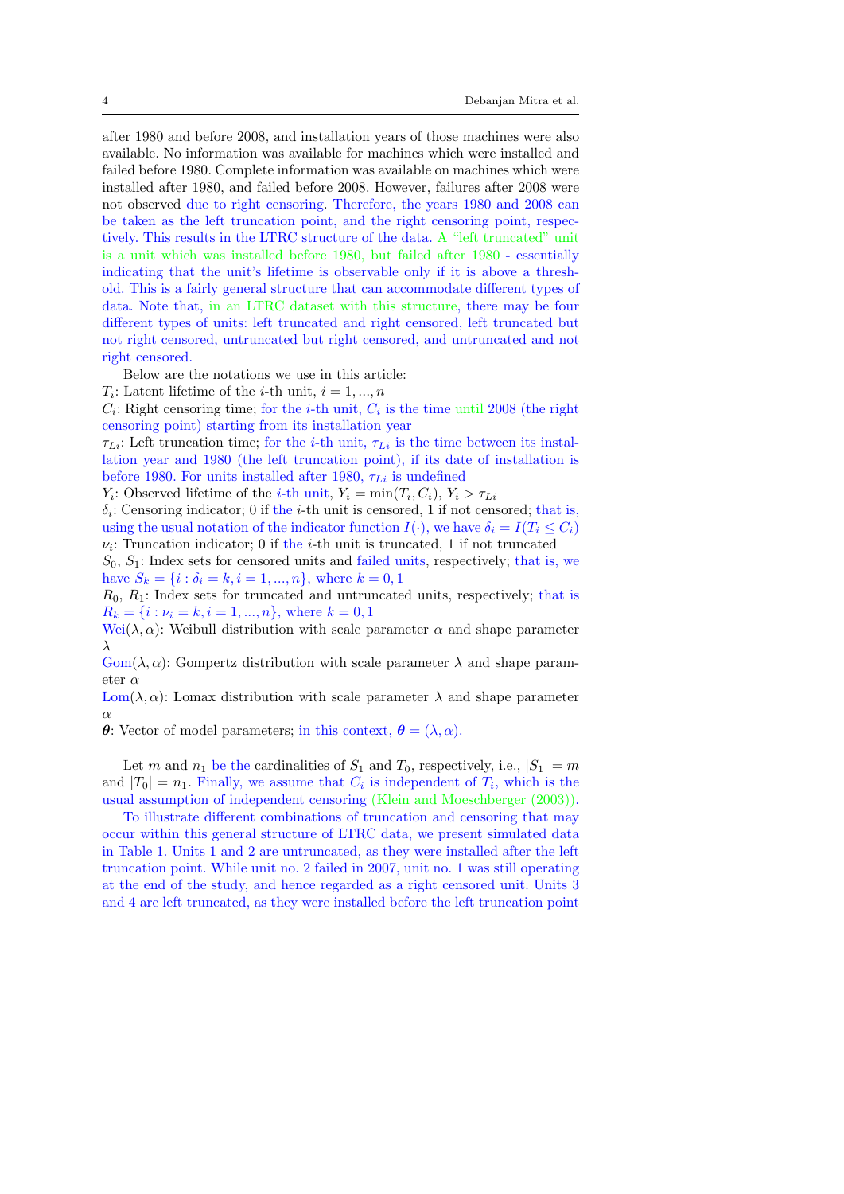after 1980 and before 2008, and installation years of those machines were also available. No information was available for machines which were installed and failed before 1980. Complete information was available on machines which were installed after 1980, and failed before 2008. However, failures after 2008 were not observed due to right censoring. Therefore, the years 1980 and 2008 can be taken as the left truncation point, and the right censoring point, respectively. This results in the LTRC structure of the data. A "left truncated" unit is a unit which was installed before 1980, but failed after 1980 - essentially indicating that the unit's lifetime is observable only if it is above a threshold. This is a fairly general structure that can accommodate different types of data. Note that, in an LTRC dataset with this structure, there may be four different types of units: left truncated and right censored, left truncated but not right censored, untruncated but right censored, and untruncated and not right censored.

Below are the notations we use in this article:

$T_i$: Latent lifetime of the $i$-th unit, $i = 1, ..., n$

$C_i$: Right censoring time; for the $i$-th unit, $C_i$ is the time until 2008 (the right censoring point) starting from its installation year

$\tau_{Li}$: Left truncation time; for the $i$-th unit, $\tau_{Li}$ is the time between its installation year and 1980 (the left truncation point), if its date of installation is before 1980. For units installed after 1980, $\tau_{Li}$ is undefined

$Y_i$: Observed lifetime of the $i$-th unit, $Y_i = \min(T_i, C_i)$, $Y_i > \tau_{Li}$

$\delta_i$: Censoring indicator; 0 if the $i$-th unit is censored, 1 if not censored; that is, using the usual notation of the indicator function $I(\cdot)$, we have $\delta_i = I(T_i \leq C_i)$

$\nu_i$: Truncation indicator; 0 if the $i$-th unit is truncated, 1 if not truncated

$S_0$, $S_1$: Index sets for censored units and failed units, respectively; that is, we have $S_k = \{i : \delta_i = k, i = 1, ..., n\}$, where $k = 0, 1$

$R_0$, $R_1$: Index sets for truncated and untruncated units, respectively; that is $R_k = \{i : \nu_i = k, i = 1, ..., n\}$, where $k = 0, 1$

Wei$(\lambda, \alpha)$: Weibull distribution with scale parameter $\alpha$ and shape parameter $\lambda$

Gom$(\lambda, \alpha)$: Gompertz distribution with scale parameter $\lambda$ and shape parameter $\alpha$

Lom$(\lambda, \alpha)$: Lomax distribution with scale parameter $\lambda$ and shape parameter $\alpha$

$\boldsymbol{\theta}$: Vector of model parameters; in this context, $\boldsymbol{\theta} = (\lambda, \alpha)$.

Let $m$ and $n_1$ be the cardinalities of $S_1$ and $T_0$, respectively, i.e., $|S_1| = m$ and $|T_0| = n_1$. Finally, we assume that $C_i$ is independent of $T_i$, which is the usual assumption of independent censoring (Klein and Moeschberger (2003)).

To illustrate different combinations of truncation and censoring that may occur within this general structure of LTRC data, we present simulated data in Table 1. Units 1 and 2 are untruncated, as they were installed after the left truncation point. While unit no. 2 failed in 2007, unit no. 1 was still operating at the end of the study, and hence regarded as a right censored unit. Units 3 and 4 are left truncated, as they were installed before the left truncation point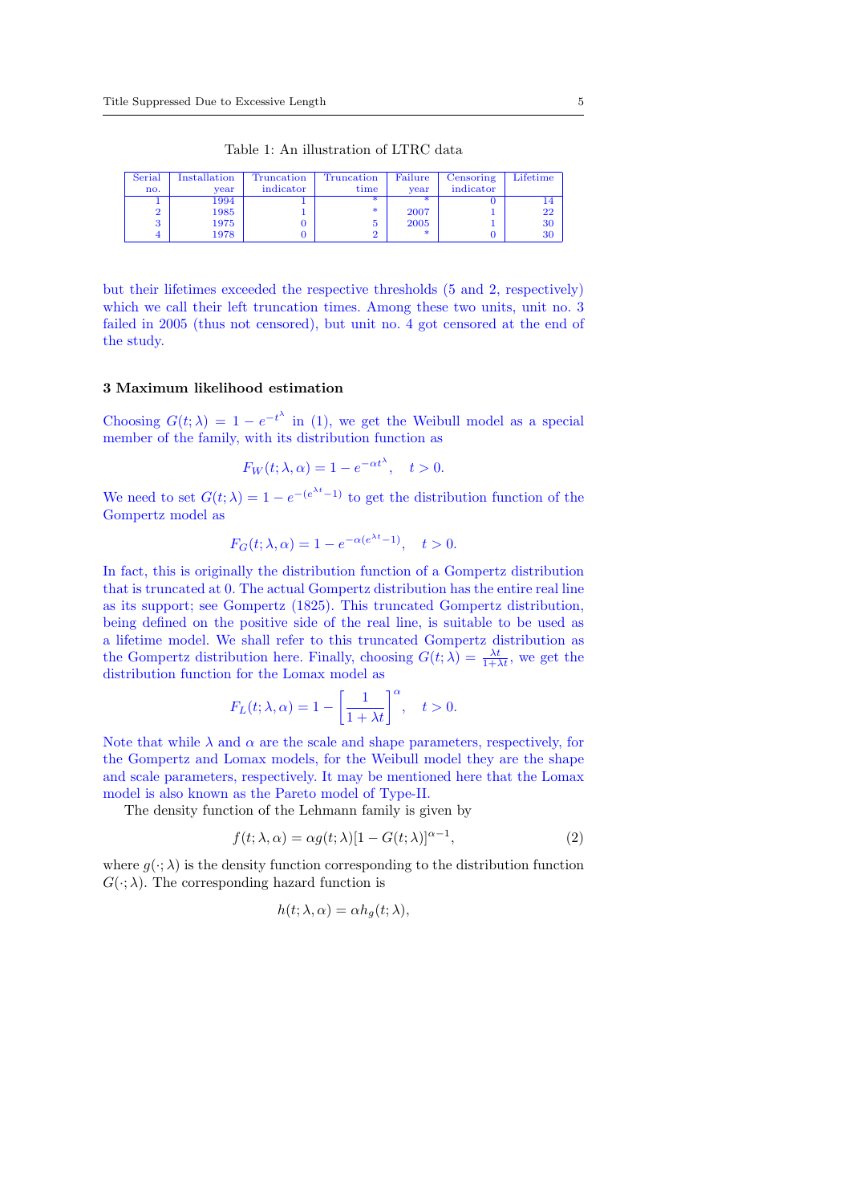Table 1: An illustration of LTRC data

| Serial no. | Installation year | Truncation indicator | Truncation time | Failure year | Censoring indicator | Lifetime |
|---|---|---|---|---|---|---|
| 1 | 1994 | 1 | * | * | 0 | 14 |
| 2 | 1985 | 1 | * | 2007 | 1 | 22 |
| 3 | 1975 | 0 | 5 | 2005 | 1 | 30 |
| 4 | 1978 | 0 | 2 | * | 0 | 30 |

but their lifetimes exceeded the respective thresholds (5 and 2, respectively) which we call their left truncation times. Among these two units, unit no. 3 failed in 2005 (thus not censored), but unit no. 4 got censored at the end of the study.

### 3 Maximum likelihood estimation

Choosing $G(t;\lambda) = 1 - e^{-t^{\lambda}}$ in (1), we get the Weibull model as a special member of the family, with its distribution function as

$$F_W(t;\lambda,\alpha) = 1 - e^{-\alpha t^{\lambda}}, \quad t > 0.$$

We need to set $G(t;\lambda) = 1 - e^{-(e^{\lambda t}-1)}$ to get the distribution function of the Gompertz model as

$$F_G(t;\lambda,\alpha) = 1 - e^{-\alpha(e^{\lambda t}-1)}, \quad t > 0.$$

In fact, this is originally the distribution function of a Gompertz distribution that is truncated at 0. The actual Gompertz distribution has the entire real line as its support; see Gompertz (1825). This truncated Gompertz distribution, being defined on the positive side of the real line, is suitable to be used as a lifetime model. We shall refer to this truncated Gompertz distribution as the Gompertz distribution here. Finally, choosing $G(t;\lambda) = \frac{\lambda t}{1+\lambda t}$, we get the distribution function for the Lomax model as

$$F_L(t;\lambda,\alpha) = 1 - \left[\frac{1}{1+\lambda t}\right]^{\alpha}, \quad t > 0.$$

Note that while $\lambda$ and $\alpha$ are the scale and shape parameters, respectively, for the Gompertz and Lomax models, for the Weibull model they are the shape and scale parameters, respectively. It may be mentioned here that the Lomax model is also known as the Pareto model of Type-II.

The density function of the Lehmann family is given by

$$f(t;\lambda,\alpha) = \alpha g(t;\lambda)[1 - G(t;\lambda)]^{\alpha-1}, \tag{2}$$

where $g(\cdot;\lambda)$ is the density function corresponding to the distribution function $G(\cdot;\lambda)$. The corresponding hazard function is

$$h(t;\lambda,\alpha) = \alpha h_g(t;\lambda),$$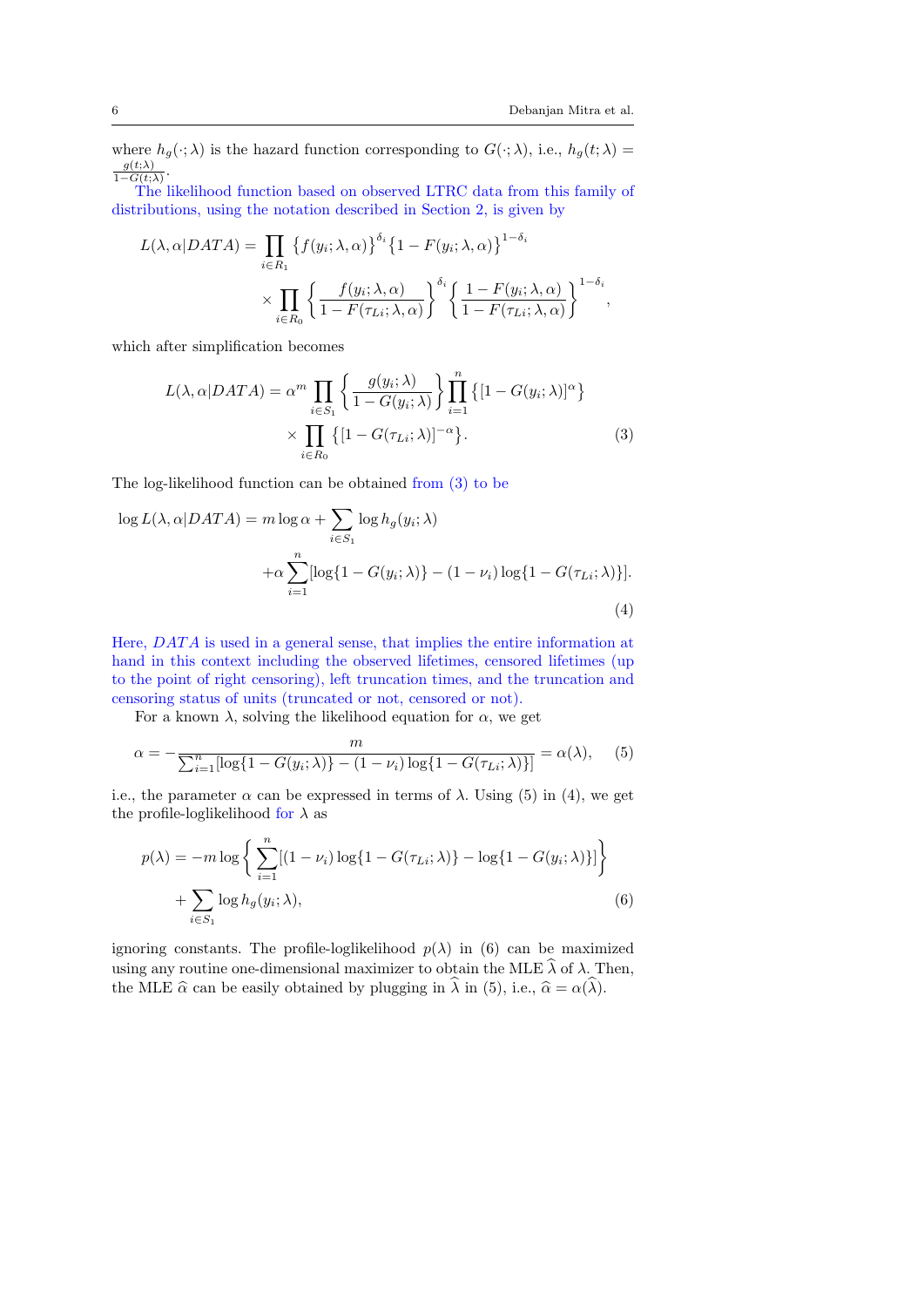where $h_g(\cdot;\lambda)$ is the hazard function corresponding to $G(\cdot;\lambda)$, i.e., $h_g(t;\lambda) = \frac{g(t;\lambda)}{1-G(t;\lambda)}$.

The likelihood function based on observed LTRC data from this family of distributions, using the notation described in Section 2, is given by

$$L(\lambda,\alpha|DATA) = \prod_{i\in R_1}\left\{f(y_i;\lambda,\alpha)\right\}^{\delta_i}\left\{1-F(y_i;\lambda,\alpha)\right\}^{1-\delta_i}$$
$$\times\prod_{i\in R_0}\left\{\frac{f(y_i;\lambda,\alpha)}{1-F(\tau_{Li};\lambda,\alpha)}\right\}^{\delta_i}\left\{\frac{1-F(y_i;\lambda,\alpha)}{1-F(\tau_{Li};\lambda,\alpha)}\right\}^{1-\delta_i},$$

which after simplification becomes

$$L(\lambda,\alpha|DATA) = \alpha^m\prod_{i\in S_1}\left\{\frac{g(y_i;\lambda)}{1-G(y_i;\lambda)}\right\}\prod_{i=1}^{n}\left\{[1-G(y_i;\lambda)]^{\alpha}\right\}$$
$$\times\prod_{i\in R_0}\left\{[1-G(\tau_{Li};\lambda)]^{-\alpha}\right\}. \tag{3}$$

The log-likelihood function can be obtained from (3) to be

$$\log L(\lambda,\alpha|DATA) = m\log\alpha + \sum_{i\in S_1}\log h_g(y_i;\lambda)$$
$$+\alpha\sum_{i=1}^{n}[\log\{1-G(y_i;\lambda)\} - (1-\nu_i)\log\{1-G(\tau_{Li};\lambda)\}]. \tag{4}$$

Here, $DATA$ is used in a general sense, that implies the entire information at hand in this context including the observed lifetimes, censored lifetimes (up to the point of right censoring), left truncation times, and the truncation and censoring status of units (truncated or not, censored or not).

For a known $\lambda$, solving the likelihood equation for $\alpha$, we get

$$\alpha = -\frac{m}{\sum_{i=1}^{n}[\log\{1-G(y_i;\lambda)\} - (1-\nu_i)\log\{1-G(\tau_{Li};\lambda)\}]} = \alpha(\lambda), \tag{5}$$

i.e., the parameter $\alpha$ can be expressed in terms of $\lambda$. Using (5) in (4), we get the profile-loglikelihood for $\lambda$ as

$$p(\lambda) = -m\log\left\{\sum_{i=1}^{n}[(1-\nu_i)\log\{1-G(\tau_{Li};\lambda)\} - \log\{1-G(y_i;\lambda)\}]\right\}$$
$$+\sum_{i\in S_1}\log h_g(y_i;\lambda), \tag{6}$$

ignoring constants. The profile-loglikelihood $p(\lambda)$ in (6) can be maximized using any routine one-dimensional maximizer to obtain the MLE $\widehat{\lambda}$ of $\lambda$. Then, the MLE $\widehat{\alpha}$ can be easily obtained by plugging in $\widehat{\lambda}$ in (5), i.e., $\widehat{\alpha} = \alpha(\widehat{\lambda})$.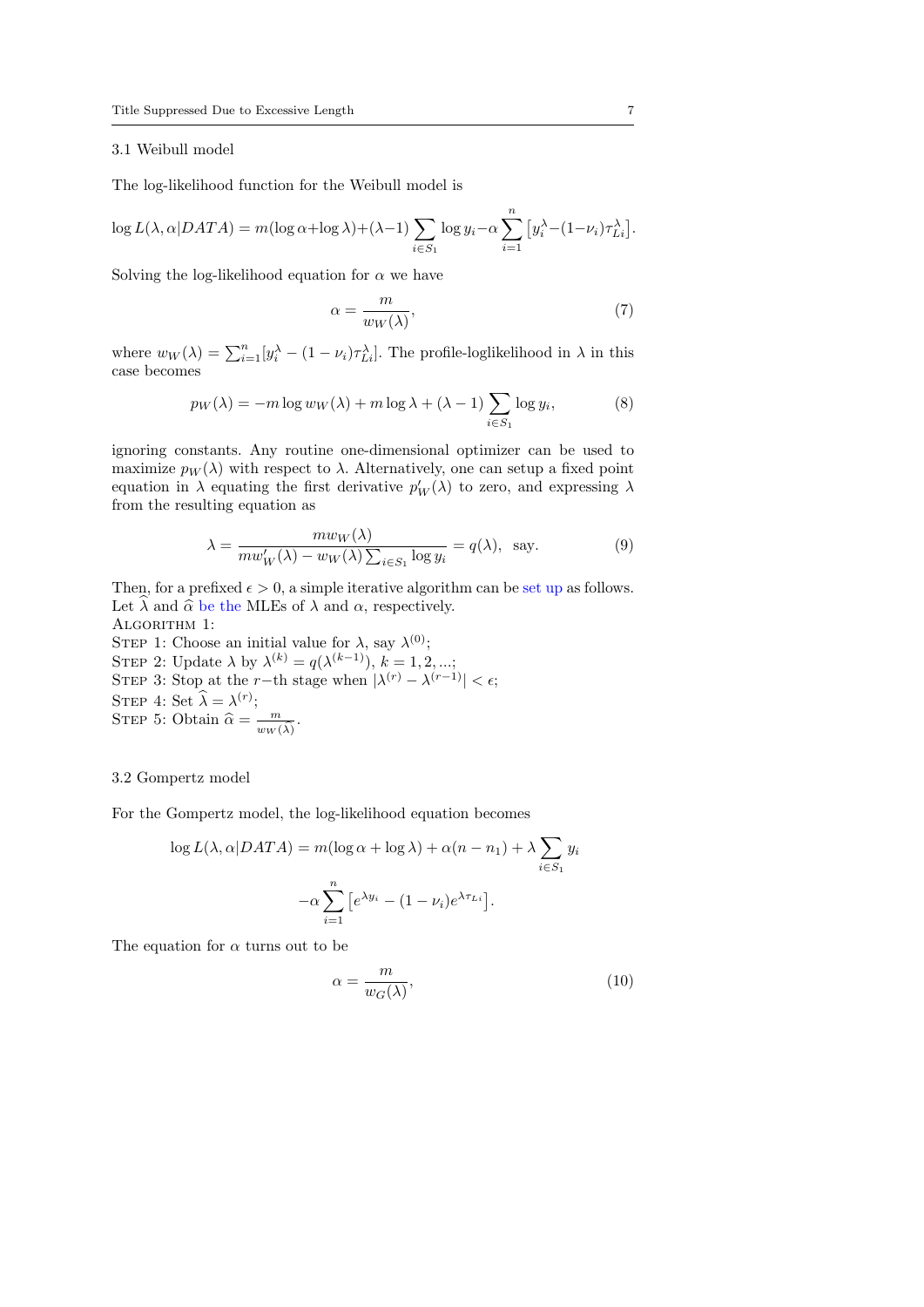### 3.1 Weibull model

The log-likelihood function for the Weibull model is

$$\log L(\lambda, \alpha|DATA) = m(\log \alpha + \log \lambda) + (\lambda - 1)\sum_{i \in S_1} \log y_i - \alpha \sum_{i=1}^{n} \left[ y_i^{\lambda} - (1-\nu_i)\tau_{Li}^{\lambda} \right].$$

Solving the log-likelihood equation for $\alpha$ we have

$$\alpha = \frac{m}{w_W(\lambda)}, \tag{7}$$

where $w_W(\lambda) = \sum_{i=1}^{n}[y_i^{\lambda} - (1-\nu_i)\tau_{Li}^{\lambda}]$. The profile-loglikelihood in $\lambda$ in this case becomes

$$p_W(\lambda) = -m \log w_W(\lambda) + m \log \lambda + (\lambda - 1)\sum_{i \in S_1} \log y_i, \tag{8}$$

ignoring constants. Any routine one-dimensional optimizer can be used to maximize $p_W(\lambda)$ with respect to $\lambda$. Alternatively, one can setup a fixed point equation in $\lambda$ equating the first derivative $p_W'(\lambda)$ to zero, and expressing $\lambda$ from the resulting equation as

$$\lambda = \frac{m w_W(\lambda)}{m w_W'(\lambda) - w_W(\lambda)\sum_{i \in S_1} \log y_i} = q(\lambda), \;\; \text{say.} \tag{9}$$

Then, for a prefixed $\epsilon > 0$, a simple iterative algorithm can be set up as follows. Let $\widehat{\lambda}$ and $\widehat{\alpha}$ be the MLEs of $\lambda$ and $\alpha$, respectively.

ALGORITHM 1:
STEP 1: Choose an initial value for $\lambda$, say $\lambda^{(0)}$;
STEP 2: Update $\lambda$ by $\lambda^{(k)} = q(\lambda^{(k-1)})$, $k = 1, 2, ...$;
STEP 3: Stop at the $r-$th stage when $|\lambda^{(r)} - \lambda^{(r-1)}| < \epsilon$;
STEP 4: Set $\widehat{\lambda} = \lambda^{(r)}$;
STEP 5: Obtain $\widehat{\alpha} = \frac{m}{w_W(\widehat{\lambda})}$.

### 3.2 Gompertz model

For the Gompertz model, the log-likelihood equation becomes

$$\log L(\lambda, \alpha|DATA) = m(\log \alpha + \log \lambda) + \alpha(n - n_1) + \lambda \sum_{i \in S_1} y_i$$
$$-\alpha \sum_{i=1}^{n} \left[ e^{\lambda y_i} - (1-\nu_i) e^{\lambda \tau_{Li}} \right].$$

The equation for $\alpha$ turns out to be

$$\alpha = \frac{m}{w_G(\lambda)}, \tag{10}$$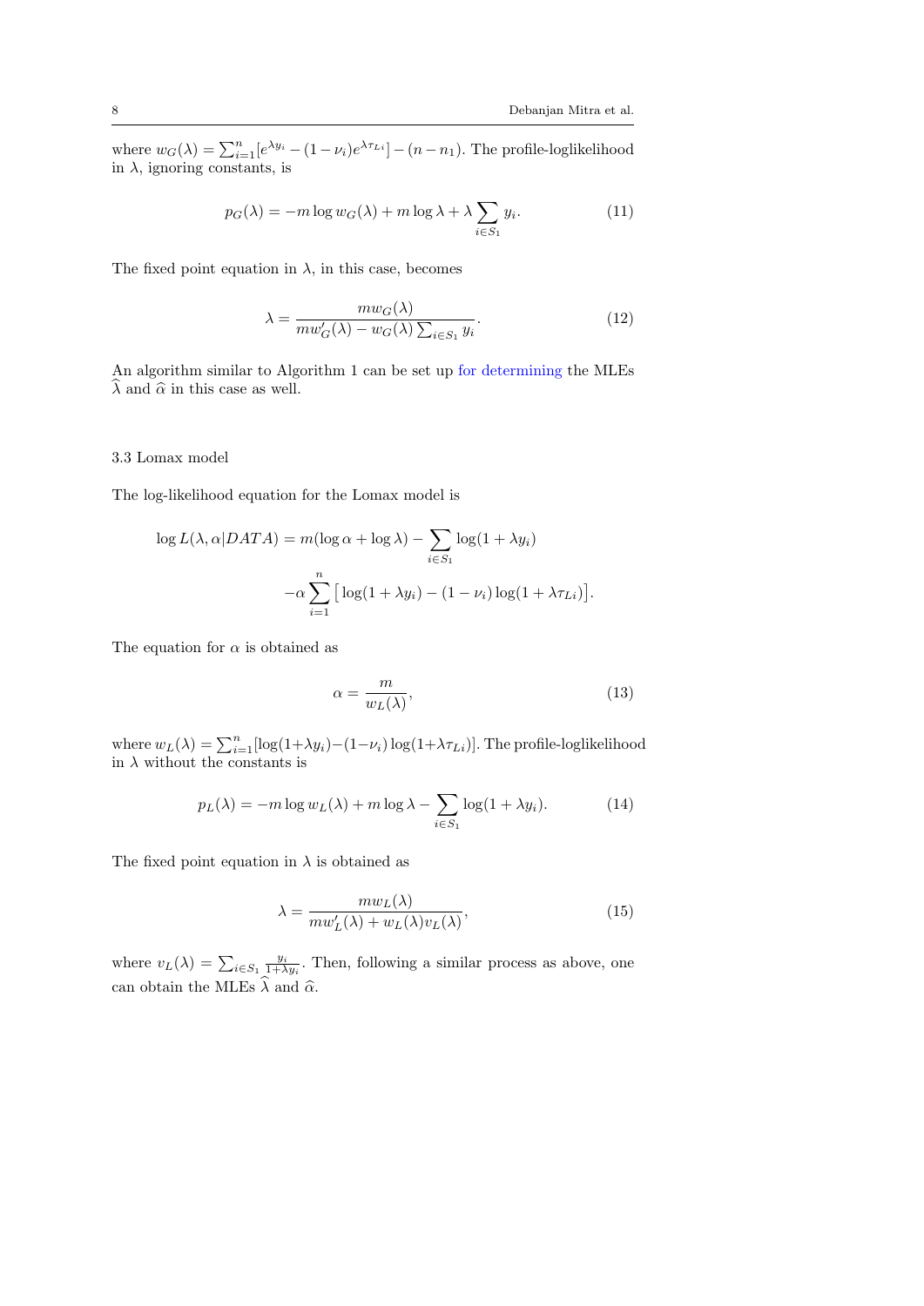where $w_G(\lambda) = \sum_{i=1}^{n}[e^{\lambda y_i} - (1-\nu_i)e^{\lambda \tau_{Li}}] - (n - n_1)$. The profile-loglikelihood in $\lambda$, ignoring constants, is

$$p_G(\lambda) = -m \log w_G(\lambda) + m \log \lambda + \lambda \sum_{i \in S_1} y_i. \tag{11}$$

The fixed point equation in $\lambda$, in this case, becomes

$$\lambda = \frac{m w_G(\lambda)}{m w_G'(\lambda) - w_G(\lambda) \sum_{i \in S_1} y_i}. \tag{12}$$

An algorithm similar to Algorithm 1 can be set up for determining the MLEs $\widehat{\lambda}$ and $\widehat{\alpha}$ in this case as well.

### 3.3 Lomax model

The log-likelihood equation for the Lomax model is

$$\log L(\lambda, \alpha | DATA) = m(\log \alpha + \log \lambda) - \sum_{i \in S_1} \log(1 + \lambda y_i)$$
$$-\alpha \sum_{i=1}^{n} \big[ \log(1 + \lambda y_i) - (1 - \nu_i) \log(1 + \lambda \tau_{Li}) \big].$$

The equation for $\alpha$ is obtained as

$$\alpha = \frac{m}{w_L(\lambda)}, \tag{13}$$

where $w_L(\lambda) = \sum_{i=1}^{n}[\log(1+\lambda y_i) - (1-\nu_i)\log(1+\lambda \tau_{Li})]$. The profile-loglikelihood in $\lambda$ without the constants is

$$p_L(\lambda) = -m \log w_L(\lambda) + m \log \lambda - \sum_{i \in S_1} \log(1 + \lambda y_i). \tag{14}$$

The fixed point equation in $\lambda$ is obtained as

$$\lambda = \frac{m w_L(\lambda)}{m w_L'(\lambda) + w_L(\lambda) v_L(\lambda)}, \tag{15}$$

where $v_L(\lambda) = \sum_{i \in S_1} \frac{y_i}{1+\lambda y_i}$. Then, following a similar process as above, one can obtain the MLEs $\widehat{\lambda}$ and $\widehat{\alpha}$.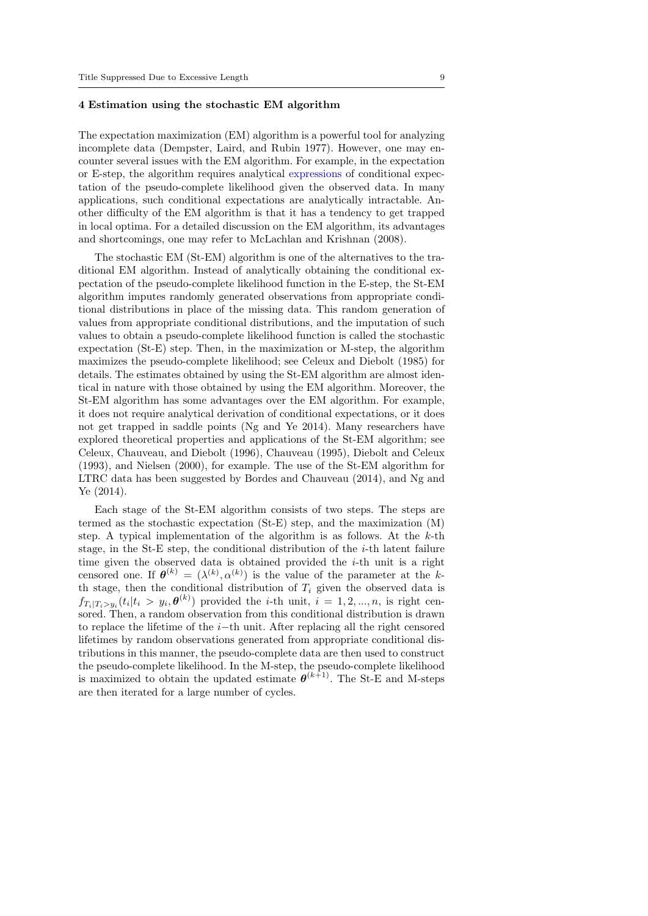## 4 Estimation using the stochastic EM algorithm

The expectation maximization (EM) algorithm is a powerful tool for analyzing incomplete data (Dempster, Laird, and Rubin 1977). However, one may encounter several issues with the EM algorithm. For example, in the expectation or E-step, the algorithm requires analytical expressions of conditional expectation of the pseudo-complete likelihood given the observed data. In many applications, such conditional expectations are analytically intractable. Another difficulty of the EM algorithm is that it has a tendency to get trapped in local optima. For a detailed discussion on the EM algorithm, its advantages and shortcomings, one may refer to McLachlan and Krishnan (2008).

The stochastic EM (St-EM) algorithm is one of the alternatives to the traditional EM algorithm. Instead of analytically obtaining the conditional expectation of the pseudo-complete likelihood function in the E-step, the St-EM algorithm imputes randomly generated observations from appropriate conditional distributions in place of the missing data. This random generation of values from appropriate conditional distributions, and the imputation of such values to obtain a pseudo-complete likelihood function is called the stochastic expectation (St-E) step. Then, in the maximization or M-step, the algorithm maximizes the pseudo-complete likelihood; see Celeux and Diebolt (1985) for details. The estimates obtained by using the St-EM algorithm are almost identical in nature with those obtained by using the EM algorithm. Moreover, the St-EM algorithm has some advantages over the EM algorithm. For example, it does not require analytical derivation of conditional expectations, or it does not get trapped in saddle points (Ng and Ye 2014). Many researchers have explored theoretical properties and applications of the St-EM algorithm; see Celeux, Chauveau, and Diebolt (1996), Chauveau (1995), Diebolt and Celeux (1993), and Nielsen (2000), for example. The use of the St-EM algorithm for LTRC data has been suggested by Bordes and Chauveau (2014), and Ng and Ye (2014).

Each stage of the St-EM algorithm consists of two steps. The steps are termed as the stochastic expectation (St-E) step, and the maximization (M) step. A typical implementation of the algorithm is as follows. At the $k$-th stage, in the St-E step, the conditional distribution of the $i$-th latent failure time given the observed data is obtained provided the $i$-th unit is a right censored one. If $\boldsymbol{\theta}^{(k)} = (\lambda^{(k)}, \alpha^{(k)})$ is the value of the parameter at the $k$-th stage, then the conditional distribution of $T_i$ given the observed data is $f_{T_i|T_i>y_i}(t_i|t_i > y_i, \boldsymbol{\theta}^{(k)})$ provided the $i$-th unit, $i = 1, 2, ..., n$, is right censored. Then, a random observation from this conditional distribution is drawn to replace the lifetime of the $i-$th unit. After replacing all the right censored lifetimes by random observations generated from appropriate conditional distributions in this manner, the pseudo-complete data are then used to construct the pseudo-complete likelihood. In the M-step, the pseudo-complete likelihood is maximized to obtain the updated estimate $\boldsymbol{\theta}^{(k+1)}$. The St-E and M-steps are then iterated for a large number of cycles.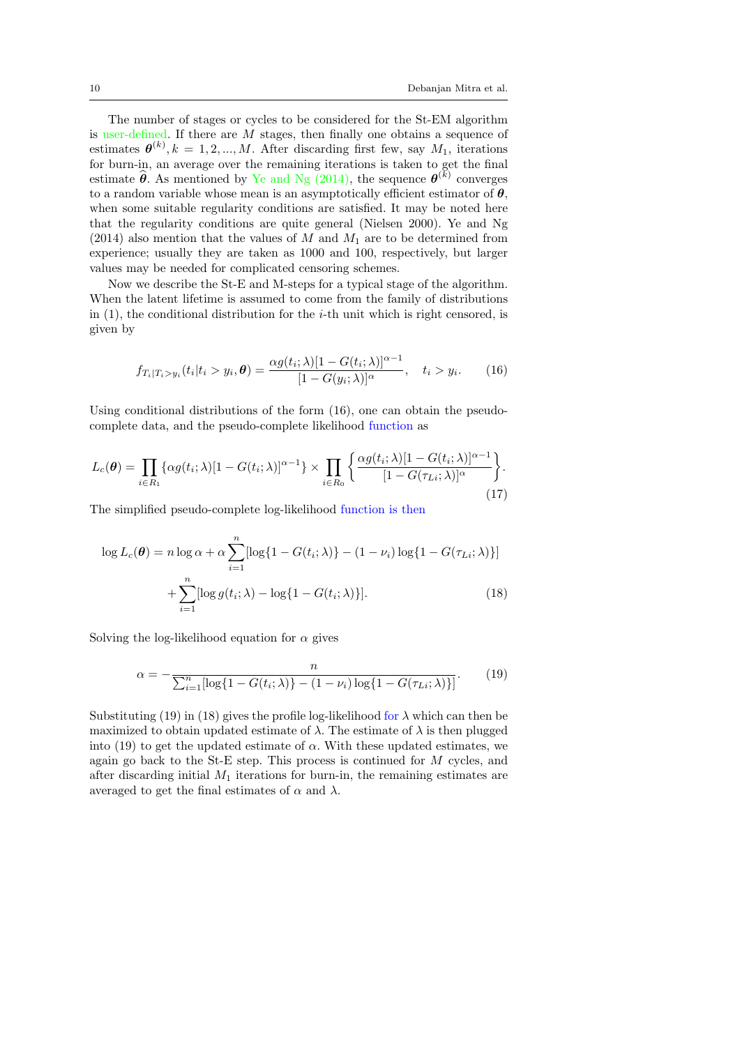The number of stages or cycles to be considered for the St-EM algorithm is user-defined. If there are $M$ stages, then finally one obtains a sequence of estimates $\boldsymbol{\theta}^{(k)}, k = 1, 2, ..., M$. After discarding first few, say $M_1$, iterations for burn-in, an average over the remaining iterations is taken to get the final estimate $\widehat{\boldsymbol{\theta}}$. As mentioned by Ye and Ng (2014), the sequence $\boldsymbol{\theta}^{(k)}$ converges to a random variable whose mean is an asymptotically efficient estimator of $\boldsymbol{\theta}$, when some suitable regularity conditions are satisfied. It may be noted here that the regularity conditions are quite general (Nielsen 2000). Ye and Ng (2014) also mention that the values of $M$ and $M_1$ are to be determined from experience; usually they are taken as 1000 and 100, respectively, but larger values may be needed for complicated censoring schemes.

Now we describe the St-E and M-steps for a typical stage of the algorithm. When the latent lifetime is assumed to come from the family of distributions in (1), the conditional distribution for the $i$-th unit which is right censored, is given by

$$f_{T_i|T_i>y_i}(t_i|t_i > y_i, \boldsymbol{\theta}) = \frac{\alpha g(t_i;\lambda)[1 - G(t_i;\lambda)]^{\alpha-1}}{[1 - G(y_i;\lambda)]^{\alpha}}, \quad t_i > y_i. \tag{16}$$

Using conditional distributions of the form (16), one can obtain the pseudo-complete data, and the pseudo-complete likelihood function as

$$L_c(\boldsymbol{\theta}) = \prod_{i \in R_1} \{\alpha g(t_i;\lambda)[1 - G(t_i;\lambda)]^{\alpha-1}\} \times \prod_{i \in R_0} \left\{ \frac{\alpha g(t_i;\lambda)[1 - G(t_i;\lambda)]^{\alpha-1}}{[1 - G(\tau_{Li};\lambda)]^{\alpha}} \right\}. \tag{17}$$

The simplified pseudo-complete log-likelihood function is then

$$\begin{aligned}\log L_c(\boldsymbol{\theta}) = n \log \alpha + \alpha \sum_{i=1}^{n} [\log\{1 - G(t_i;\lambda)\} - (1 - \nu_i) \log\{1 - G(\tau_{Li};\lambda)\}] \\ + \sum_{i=1}^{n} [\log g(t_i;\lambda) - \log\{1 - G(t_i;\lambda)\}].\end{aligned} \tag{18}$$

Solving the log-likelihood equation for $\alpha$ gives

$$\alpha = -\frac{n}{\sum_{i=1}^{n} [\log\{1 - G(t_i;\lambda)\} - (1 - \nu_i) \log\{1 - G(\tau_{Li};\lambda)\}]}. \tag{19}$$

Substituting (19) in (18) gives the profile log-likelihood for $\lambda$ which can then be maximized to obtain updated estimate of $\lambda$. The estimate of $\lambda$ is then plugged into (19) to get the updated estimate of $\alpha$. With these updated estimates, we again go back to the St-E step. This process is continued for $M$ cycles, and after discarding initial $M_1$ iterations for burn-in, the remaining estimates are averaged to get the final estimates of $\alpha$ and $\lambda$.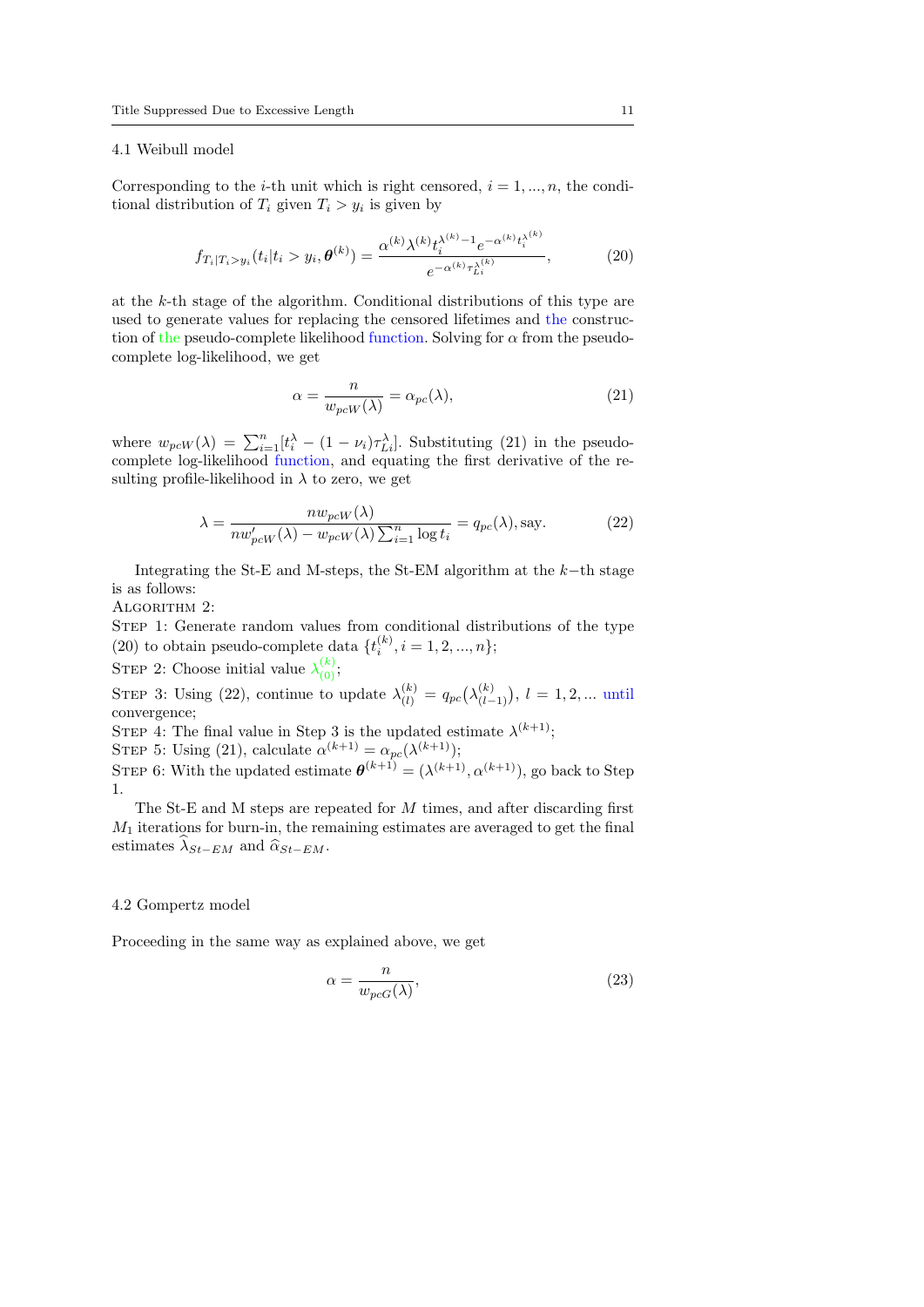### 4.1 Weibull model

Corresponding to the $i$-th unit which is right censored, $i = 1, ..., n$, the conditional distribution of $T_i$ given $T_i > y_i$ is given by

$$f_{T_i|T_i>y_i}(t_i|t_i > y_i, \boldsymbol{\theta}^{(k)}) = \frac{\alpha^{(k)}\lambda^{(k)}t_i^{\lambda^{(k)}-1}e^{-\alpha^{(k)}t_i^{\lambda^{(k)}}}}{e^{-\alpha^{(k)}\tau_{Li}^{\lambda^{(k)}}}}, \tag{20}$$

at the $k$-th stage of the algorithm. Conditional distributions of this type are used to generate values for replacing the censored lifetimes and the construction of the pseudo-complete likelihood function. Solving for $\alpha$ from the pseudo-complete log-likelihood, we get

$$\alpha = \frac{n}{w_{pcW}(\lambda)} = \alpha_{pc}(\lambda), \tag{21}$$

where $w_{pcW}(\lambda) = \sum_{i=1}^{n}[t_i^{\lambda} - (1-\nu_i)\tau_{Li}^{\lambda}]$. Substituting (21) in the pseudo-complete log-likelihood function, and equating the first derivative of the resulting profile-likelihood in $\lambda$ to zero, we get

$$\lambda = \frac{n w_{pcW}(\lambda)}{n w'_{pcW}(\lambda) - w_{pcW}(\lambda)\sum_{i=1}^{n}\log t_i} = q_{pc}(\lambda), \text{say.} \tag{22}$$

Integrating the St-E and M-steps, the St-EM algorithm at the $k-$th stage is as follows:

ALGORITHM 2:

STEP 1: Generate random values from conditional distributions of the type (20) to obtain pseudo-complete data $\{t_i^{(k)}, i = 1, 2, ..., n\}$;

STEP 2: Choose initial value $\lambda_{(0)}^{(k)}$;

STEP 3: Using (22), continue to update $\lambda_{(l)}^{(k)} = q_{pc}\big(\lambda_{(l-1)}^{(k)}\big)$, $l = 1, 2, ...$ until convergence;

STEP 4: The final value in Step 3 is the updated estimate $\lambda^{(k+1)}$;

STEP 5: Using (21), calculate $\alpha^{(k+1)} = \alpha_{pc}(\lambda^{(k+1)})$;

STEP 6: With the updated estimate $\boldsymbol{\theta}^{(k+1)} = (\lambda^{(k+1)}, \alpha^{(k+1)})$, go back to Step 1.

The St-E and M steps are repeated for $M$ times, and after discarding first $M_1$ iterations for burn-in, the remaining estimates are averaged to get the final estimates $\widehat{\lambda}_{St-EM}$ and $\widehat{\alpha}_{St-EM}$.

### 4.2 Gompertz model

Proceeding in the same way as explained above, we get

$$\alpha = \frac{n}{w_{pcG}(\lambda)}, \tag{23}$$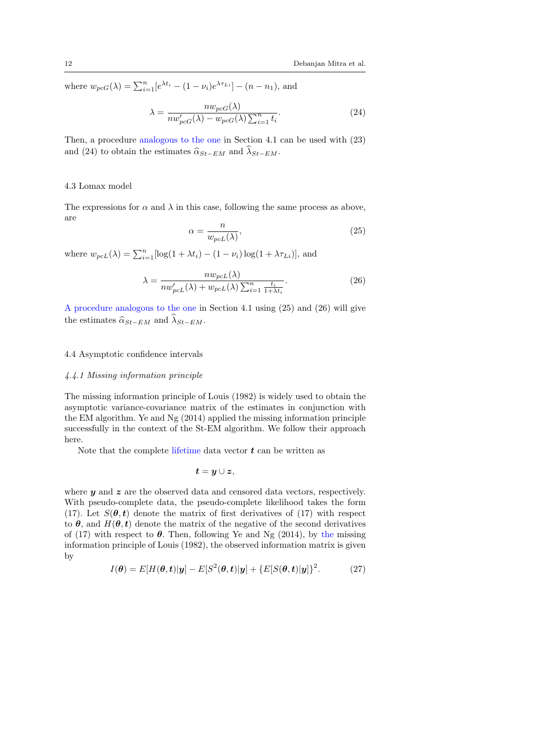where $w_{pcG}(\lambda) = \sum_{i=1}^{n}[e^{\lambda t_i} - (1-\nu_i)e^{\lambda \tau_{Li}}] - (n - n_1)$, and

$$\lambda = \frac{n w_{pcG}(\lambda)}{n w'_{pcG}(\lambda) - w_{pcG}(\lambda)\sum_{i=1}^{n} t_i}. \tag{24}$$

Then, a procedure analogous to the one in Section 4.1 can be used with (23) and (24) to obtain the estimates $\widehat{\alpha}_{St-EM}$ and $\widehat{\lambda}_{St-EM}$.

### 4.3 Lomax model

The expressions for $\alpha$ and $\lambda$ in this case, following the same process as above, are

$$\alpha = \frac{n}{w_{pcL}(\lambda)}, \tag{25}$$

where $w_{pcL}(\lambda) = \sum_{i=1}^{n}[\log(1+\lambda t_i) - (1-\nu_i)\log(1+\lambda \tau_{Li})]$, and

$$\lambda = \frac{n w_{pcL}(\lambda)}{n w'_{pcL}(\lambda) + w_{pcL}(\lambda)\sum_{i=1}^{n} \frac{t_i}{1+\lambda t_i}}. \tag{26}$$

A procedure analogous to the one in Section 4.1 using (25) and (26) will give the estimates $\widehat{\alpha}_{St-EM}$ and $\widehat{\lambda}_{St-EM}$.

### 4.4 Asymptotic confidence intervals

#### *4.4.1 Missing information principle*

The missing information principle of Louis (1982) is widely used to obtain the asymptotic variance-covariance matrix of the estimates in conjunction with the EM algorithm. Ye and Ng (2014) applied the missing information principle successfully in the context of the St-EM algorithm. We follow their approach here.

Note that the complete lifetime data vector $\boldsymbol{t}$ can be written as

$$\boldsymbol{t} = \boldsymbol{y} \cup \boldsymbol{z},$$

where $\boldsymbol{y}$ and $\boldsymbol{z}$ are the observed data and censored data vectors, respectively. With pseudo-complete data, the pseudo-complete likelihood takes the form (17). Let $S(\boldsymbol{\theta}, \boldsymbol{t})$ denote the matrix of first derivatives of (17) with respect to $\boldsymbol{\theta}$, and $H(\boldsymbol{\theta}, \boldsymbol{t})$ denote the matrix of the negative of the second derivatives of (17) with respect to $\boldsymbol{\theta}$. Then, following Ye and Ng (2014), by the missing information principle of Louis (1982), the observed information matrix is given by

$$I(\boldsymbol{\theta}) = E[H(\boldsymbol{\theta}, \boldsymbol{t})|\boldsymbol{y}] - E[S^2(\boldsymbol{\theta}, \boldsymbol{t})|\boldsymbol{y}] + \{E[S(\boldsymbol{\theta}, \boldsymbol{t})|\boldsymbol{y}]\}^2. \tag{27}$$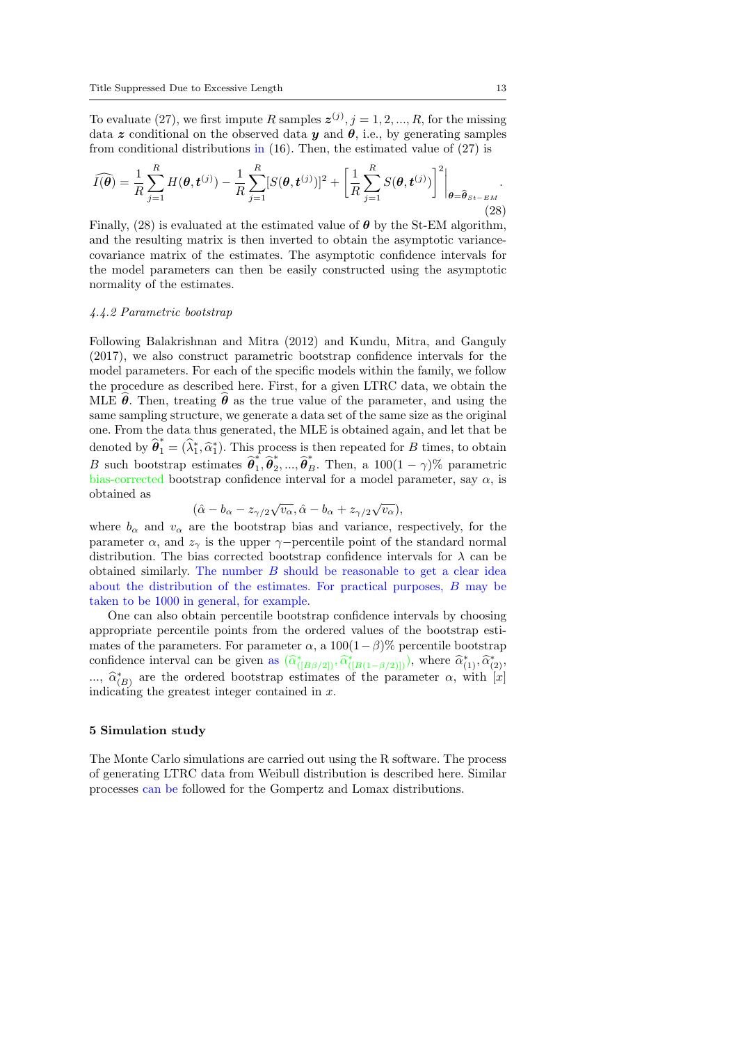To evaluate (27), we first impute $R$ samples $\boldsymbol{z}^{(j)}, j = 1, 2, ..., R$, for the missing data $\boldsymbol{z}$ conditional on the observed data $\boldsymbol{y}$ and $\boldsymbol{\theta}$, i.e., by generating samples from conditional distributions in (16). Then, the estimated value of (27) is

$$\widehat{I(\boldsymbol{\theta})} = \frac{1}{R}\sum_{j=1}^{R} H(\boldsymbol{\theta}, \boldsymbol{t}^{(j)}) - \frac{1}{R}\sum_{j=1}^{R}[S(\boldsymbol{\theta}, \boldsymbol{t}^{(j)})]^2 + \left[\frac{1}{R}\sum_{j=1}^{R} S(\boldsymbol{\theta}, \boldsymbol{t}^{(j)})\right]^2\Bigg|_{\boldsymbol{\theta}=\widehat{\boldsymbol{\theta}}_{St-EM}}. \tag{28}$$

Finally, (28) is evaluated at the estimated value of $\boldsymbol{\theta}$ by the St-EM algorithm, and the resulting matrix is then inverted to obtain the asymptotic variance-covariance matrix of the estimates. The asymptotic confidence intervals for the model parameters can then be easily constructed using the asymptotic normality of the estimates.

#### *4.4.2 Parametric bootstrap*

Following Balakrishnan and Mitra (2012) and Kundu, Mitra, and Ganguly (2017), we also construct parametric bootstrap confidence intervals for the model parameters. For each of the specific models within the family, we follow the procedure as described here. First, for a given LTRC data, we obtain the MLE $\widehat{\boldsymbol{\theta}}$. Then, treating $\widehat{\boldsymbol{\theta}}$ as the true value of the parameter, and using the same sampling structure, we generate a data set of the same size as the original one. From the data thus generated, the MLE is obtained again, and let that be denoted by $\widehat{\boldsymbol{\theta}}_1^* = (\widehat{\lambda}_1^*, \widehat{\alpha}_1^*)$. This process is then repeated for $B$ times, to obtain $B$ such bootstrap estimates $\widehat{\boldsymbol{\theta}}_1^*, \widehat{\boldsymbol{\theta}}_2^*, ..., \widehat{\boldsymbol{\theta}}_B^*$. Then, a $100(1-\gamma)\%$ parametric bias-corrected bootstrap confidence interval for a model parameter, say $\alpha$, is obtained as

$$(\hat{\alpha} - b_\alpha - z_{\gamma/2}\sqrt{v_\alpha}, \hat{\alpha} - b_\alpha + z_{\gamma/2}\sqrt{v_\alpha}),$$

where $b_\alpha$ and $v_\alpha$ are the bootstrap bias and variance, respectively, for the parameter $\alpha$, and $z_\gamma$ is the upper $\gamma-$percentile point of the standard normal distribution. The bias corrected bootstrap confidence intervals for $\lambda$ can be obtained similarly. The number $B$ should be reasonable to get a clear idea about the distribution of the estimates. For practical purposes, $B$ may be taken to be 1000 in general, for example.

One can also obtain percentile bootstrap confidence intervals by choosing appropriate percentile points from the ordered values of the bootstrap estimates of the parameters. For parameter $\alpha$, a $100(1-\beta)\%$ percentile bootstrap confidence interval can be given as $(\widehat{\alpha}^*_{([B\beta/2])}, \widehat{\alpha}^*_{([B(1-\beta/2)])})$, where $\widehat{\alpha}^*_{(1)}, \widehat{\alpha}^*_{(2)}$, ..., $\widehat{\alpha}^*_{(B)}$ are the ordered bootstrap estimates of the parameter $\alpha$, with $[x]$ indicating the greatest integer contained in $x$.

## 5 Simulation study

The Monte Carlo simulations are carried out using the R software. The process of generating LTRC data from Weibull distribution is described here. Similar processes can be followed for the Gompertz and Lomax distributions.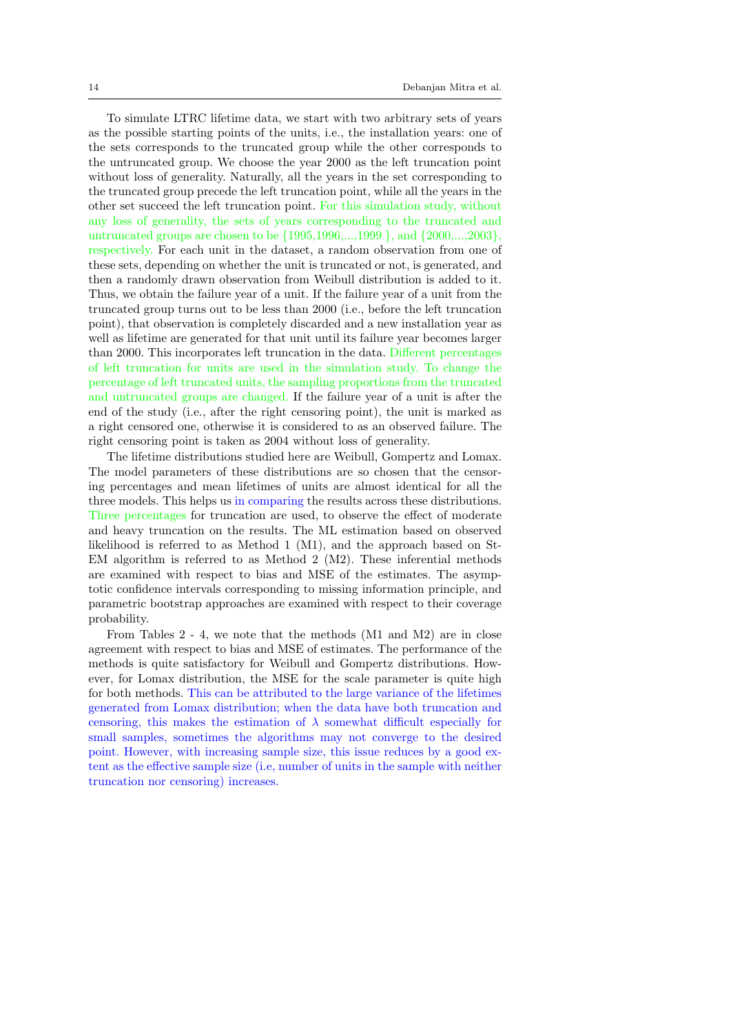To simulate LTRC lifetime data, we start with two arbitrary sets of years as the possible starting points of the units, i.e., the installation years: one of the sets corresponds to the truncated group while the other corresponds to the untruncated group. We choose the year 2000 as the left truncation point without loss of generality. Naturally, all the years in the set corresponding to the truncated group precede the left truncation point, while all the years in the other set succeed the left truncation point. For this simulation study, without any loss of generality, the sets of years corresponding to the truncated and untruncated groups are chosen to be {1995,1996,...,1999 }, and {2000,...,2003}, respectively. For each unit in the dataset, a random observation from one of these sets, depending on whether the unit is truncated or not, is generated, and then a randomly drawn observation from Weibull distribution is added to it. Thus, we obtain the failure year of a unit. If the failure year of a unit from the truncated group turns out to be less than 2000 (i.e., before the left truncation point), that observation is completely discarded and a new installation year as well as lifetime are generated for that unit until its failure year becomes larger than 2000. This incorporates left truncation in the data. Different percentages of left truncation for units are used in the simulation study. To change the percentage of left truncated units, the sampling proportions from the truncated and untruncated groups are changed. If the failure year of a unit is after the end of the study (i.e., after the right censoring point), the unit is marked as a right censored one, otherwise it is considered to as an observed failure. The right censoring point is taken as 2004 without loss of generality.

The lifetime distributions studied here are Weibull, Gompertz and Lomax. The model parameters of these distributions are so chosen that the censoring percentages and mean lifetimes of units are almost identical for all the three models. This helps us in comparing the results across these distributions. Three percentages for truncation are used, to observe the effect of moderate and heavy truncation on the results. The ML estimation based on observed likelihood is referred to as Method 1 (M1), and the approach based on St-EM algorithm is referred to as Method 2 (M2). These inferential methods are examined with respect to bias and MSE of the estimates. The asymptotic confidence intervals corresponding to missing information principle, and parametric bootstrap approaches are examined with respect to their coverage probability.

From Tables 2 - 4, we note that the methods (M1 and M2) are in close agreement with respect to bias and MSE of estimates. The performance of the methods is quite satisfactory for Weibull and Gompertz distributions. However, for Lomax distribution, the MSE for the scale parameter is quite high for both methods. This can be attributed to the large variance of the lifetimes generated from Lomax distribution; when the data have both truncation and censoring, this makes the estimation of $\lambda$ somewhat difficult especially for small samples, sometimes the algorithms may not converge to the desired point. However, with increasing sample size, this issue reduces by a good extent as the effective sample size (i.e, number of units in the sample with neither truncation nor censoring) increases.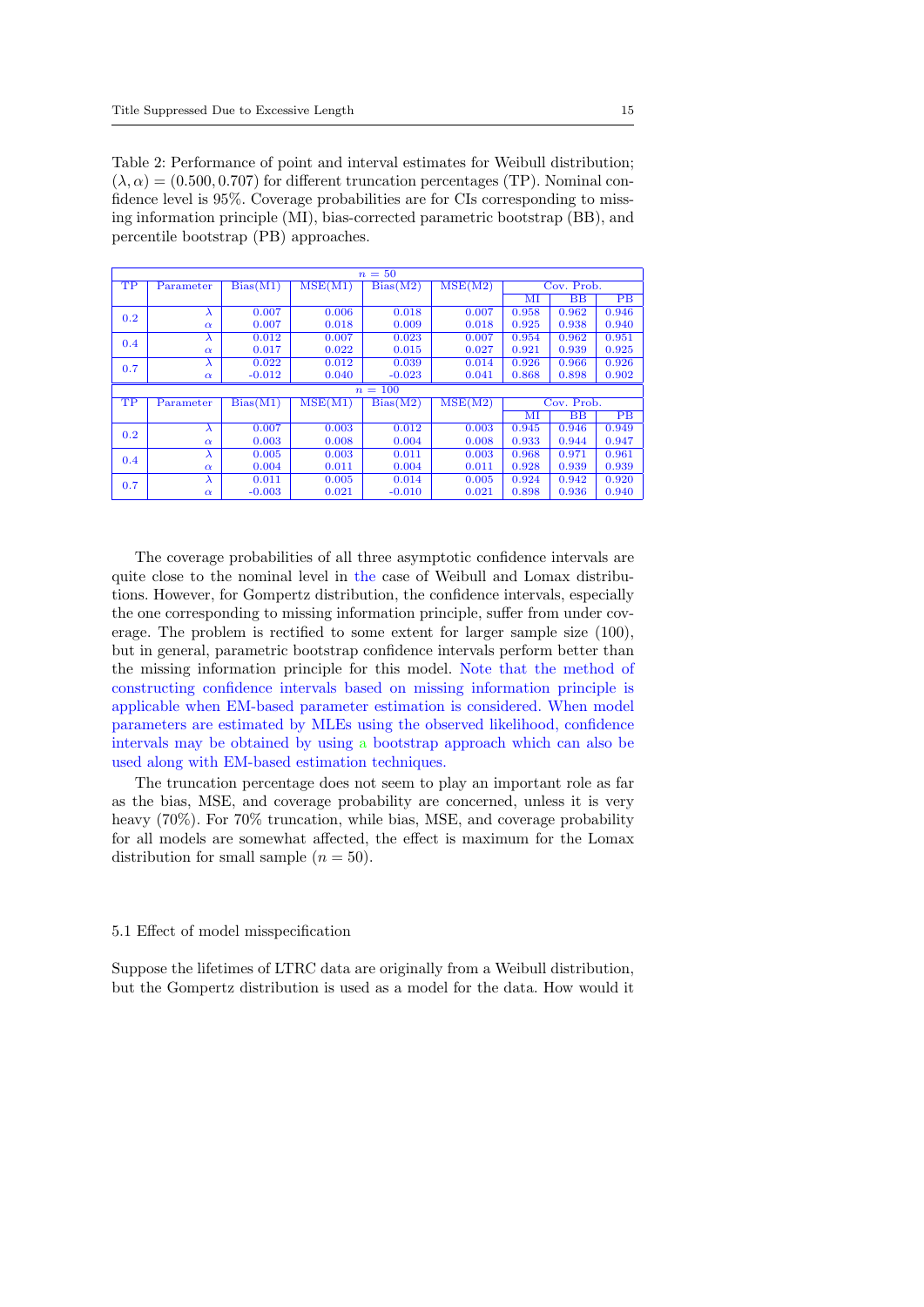Table 2: Performance of point and interval estimates for Weibull distribution; $(\lambda, \alpha) = (0.500, 0.707)$ for different truncation percentages (TP). Nominal confidence level is 95%. Coverage probabilities are for CIs corresponding to missing information principle (MI), bias-corrected parametric bootstrap (BB), and percentile bootstrap (PB) approaches.

| $n = 50$ | | | | | | | | |
|---|---|---|---|---|---|---|---|---|
| TP | Parameter | Bias(M1) | MSE(M1) | Bias(M2) | MSE(M2) | Cov. Prob. | | |
| | | | | | | MI | BB | PB |
| 0.2 | $\lambda$ | 0.007 | 0.006 | 0.018 | 0.007 | 0.958 | 0.962 | 0.946 |
| | $\alpha$ | 0.007 | 0.018 | 0.009 | 0.018 | 0.925 | 0.938 | 0.940 |
| 0.4 | $\lambda$ | 0.012 | 0.007 | 0.023 | 0.007 | 0.954 | 0.962 | 0.951 |
| | $\alpha$ | 0.017 | 0.022 | 0.015 | 0.027 | 0.921 | 0.939 | 0.925 |
| 0.7 | $\lambda$ | 0.022 | 0.012 | 0.039 | 0.014 | 0.926 | 0.966 | 0.926 |
| | $\alpha$ | -0.012 | 0.040 | -0.023 | 0.041 | 0.868 | 0.898 | 0.902 |
| $n = 100$ | | | | | | | | |
| TP | Parameter | Bias(M1) | MSE(M1) | Bias(M2) | MSE(M2) | Cov. Prob. | | |
| | | | | | | MI | BB | PB |
| 0.2 | $\lambda$ | 0.007 | 0.003 | 0.012 | 0.003 | 0.945 | 0.946 | 0.949 |
| | $\alpha$ | 0.003 | 0.008 | 0.004 | 0.008 | 0.933 | 0.944 | 0.947 |
| 0.4 | $\lambda$ | 0.005 | 0.003 | 0.011 | 0.003 | 0.968 | 0.971 | 0.961 |
| | $\alpha$ | 0.004 | 0.011 | 0.004 | 0.011 | 0.928 | 0.939 | 0.939 |
| 0.7 | $\lambda$ | 0.011 | 0.005 | 0.014 | 0.005 | 0.924 | 0.942 | 0.920 |
| | $\alpha$ | -0.003 | 0.021 | -0.010 | 0.021 | 0.898 | 0.936 | 0.940 |

The coverage probabilities of all three asymptotic confidence intervals are quite close to the nominal level in the case of Weibull and Lomax distributions. However, for Gompertz distribution, the confidence intervals, especially the one corresponding to missing information principle, suffer from under coverage. The problem is rectified to some extent for larger sample size (100), but in general, parametric bootstrap confidence intervals perform better than the missing information principle for this model. Note that the method of constructing confidence intervals based on missing information principle is applicable when EM-based parameter estimation is considered. When model parameters are estimated by MLEs using the observed likelihood, confidence intervals may be obtained by using a bootstrap approach which can also be used along with EM-based estimation techniques.

The truncation percentage does not seem to play an important role as far as the bias, MSE, and coverage probability are concerned, unless it is very heavy (70%). For 70% truncation, while bias, MSE, and coverage probability for all models are somewhat affected, the effect is maximum for the Lomax distribution for small sample ($n = 50$).

### 5.1 Effect of model misspecification

Suppose the lifetimes of LTRC data are originally from a Weibull distribution, but the Gompertz distribution is used as a model for the data. How would it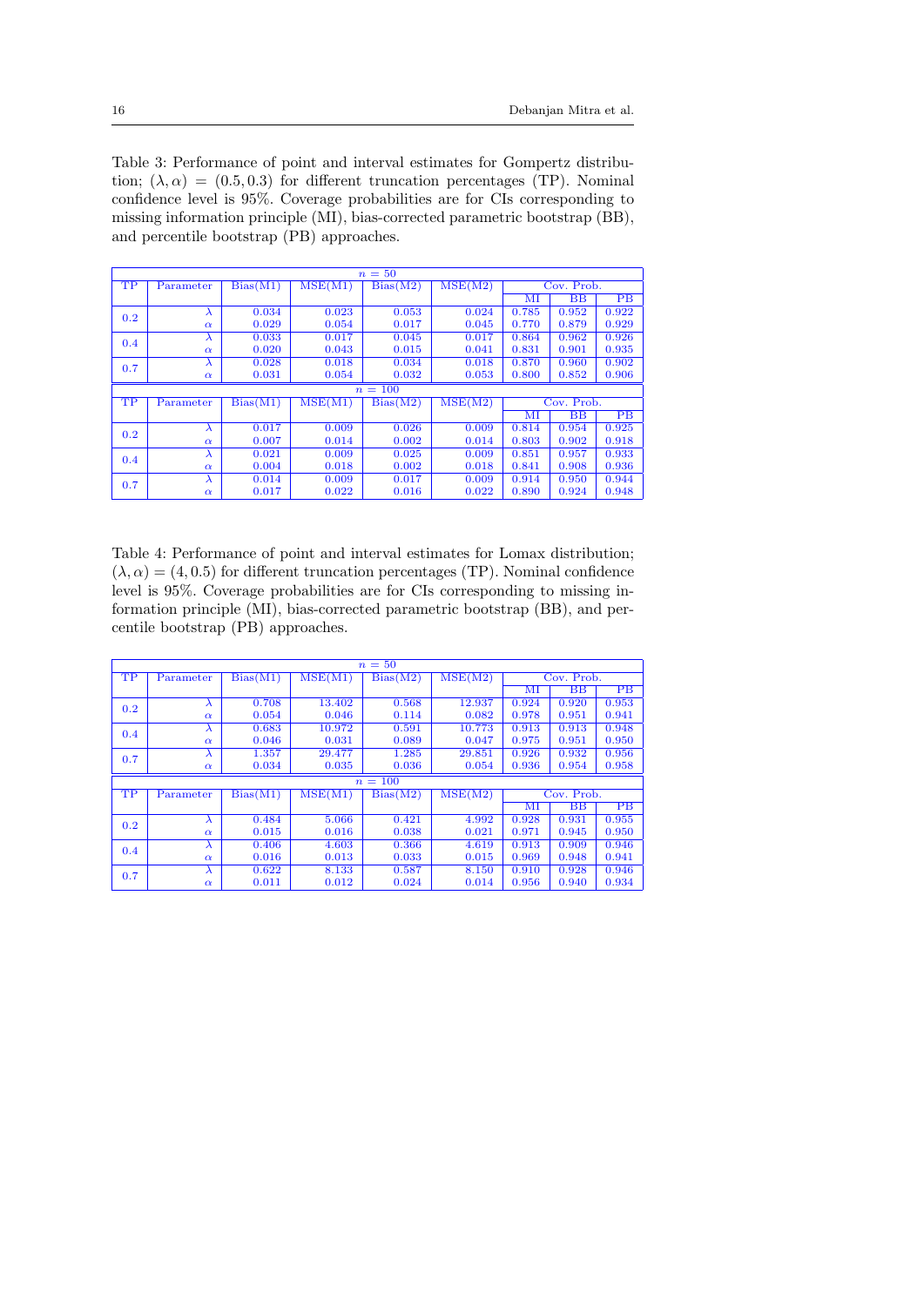Table 3: Performance of point and interval estimates for Gompertz distribution; $(\lambda, \alpha) = (0.5, 0.3)$ for different truncation percentages (TP). Nominal confidence level is 95%. Coverage probabilities are for CIs corresponding to missing information principle (MI), bias-corrected parametric bootstrap (BB), and percentile bootstrap (PB) approaches.

| $n = 50$ | | | | | | | | |
|---|---|---|---|---|---|---|---|---|
| TP | Parameter | Bias(M1) | MSE(M1) | Bias(M2) | MSE(M2) | Cov. Prob. | | |
| | | | | | | MI | BB | PB |
| 0.2 | $\lambda$ | 0.034 | 0.023 | 0.053 | 0.024 | 0.785 | 0.952 | 0.922 |
| | $\alpha$ | 0.029 | 0.054 | 0.017 | 0.045 | 0.770 | 0.879 | 0.929 |
| 0.4 | $\lambda$ | 0.033 | 0.017 | 0.045 | 0.017 | 0.864 | 0.962 | 0.926 |
| | $\alpha$ | 0.020 | 0.043 | 0.015 | 0.041 | 0.831 | 0.901 | 0.935 |
| 0.7 | $\lambda$ | 0.028 | 0.018 | 0.034 | 0.018 | 0.870 | 0.960 | 0.902 |
| | $\alpha$ | 0.031 | 0.054 | 0.032 | 0.053 | 0.800 | 0.852 | 0.906 |
| $n = 100$ | | | | | | | | |
| TP | Parameter | Bias(M1) | MSE(M1) | Bias(M2) | MSE(M2) | Cov. Prob. | | |
| | | | | | | MI | BB | PB |
| 0.2 | $\lambda$ | 0.017 | 0.009 | 0.026 | 0.009 | 0.814 | 0.954 | 0.925 |
| | $\alpha$ | 0.007 | 0.014 | 0.002 | 0.014 | 0.803 | 0.902 | 0.918 |
| 0.4 | $\lambda$ | 0.021 | 0.009 | 0.025 | 0.009 | 0.851 | 0.957 | 0.933 |
| | $\alpha$ | 0.004 | 0.018 | 0.002 | 0.018 | 0.841 | 0.908 | 0.936 |
| 0.7 | $\lambda$ | 0.014 | 0.009 | 0.017 | 0.009 | 0.914 | 0.950 | 0.944 |
| | $\alpha$ | 0.017 | 0.022 | 0.016 | 0.022 | 0.890 | 0.924 | 0.948 |

Table 4: Performance of point and interval estimates for Lomax distribution; $(\lambda, \alpha) = (4, 0.5)$ for different truncation percentages (TP). Nominal confidence level is 95%. Coverage probabilities are for CIs corresponding to missing information principle (MI), bias-corrected parametric bootstrap (BB), and percentile bootstrap (PB) approaches.

| $n = 50$ | | | | | | | | |
|---|---|---|---|---|---|---|---|---|
| TP | Parameter | Bias(M1) | MSE(M1) | Bias(M2) | MSE(M2) | Cov. Prob. | | |
| | | | | | | MI | BB | PB |
| 0.2 | $\lambda$ | 0.708 | 13.402 | 0.568 | 12.937 | 0.924 | 0.920 | 0.953 |
| | $\alpha$ | 0.054 | 0.046 | 0.114 | 0.082 | 0.978 | 0.951 | 0.941 |
| 0.4 | $\lambda$ | 0.683 | 10.972 | 0.591 | 10.773 | 0.913 | 0.913 | 0.948 |
| | $\alpha$ | 0.046 | 0.031 | 0.089 | 0.047 | 0.975 | 0.951 | 0.950 |
| 0.7 | $\lambda$ | 1.357 | 29.477 | 1.285 | 29.851 | 0.926 | 0.932 | 0.956 |
| | $\alpha$ | 0.034 | 0.035 | 0.036 | 0.054 | 0.936 | 0.954 | 0.958 |
| $n = 100$ | | | | | | | | |
| TP | Parameter | Bias(M1) | MSE(M1) | Bias(M2) | MSE(M2) | Cov. Prob. | | |
| | | | | | | MI | BB | PB |
| 0.2 | $\lambda$ | 0.484 | 5.066 | 0.421 | 4.992 | 0.928 | 0.931 | 0.955 |
| | $\alpha$ | 0.015 | 0.016 | 0.038 | 0.021 | 0.971 | 0.945 | 0.950 |
| 0.4 | $\lambda$ | 0.406 | 4.603 | 0.366 | 4.619 | 0.913 | 0.909 | 0.946 |
| | $\alpha$ | 0.016 | 0.013 | 0.033 | 0.015 | 0.969 | 0.948 | 0.941 |
| 0.7 | $\lambda$ | 0.622 | 8.133 | 0.587 | 8.150 | 0.910 | 0.928 | 0.946 |
| | $\alpha$ | 0.011 | 0.012 | 0.024 | 0.014 | 0.956 | 0.940 | 0.934 |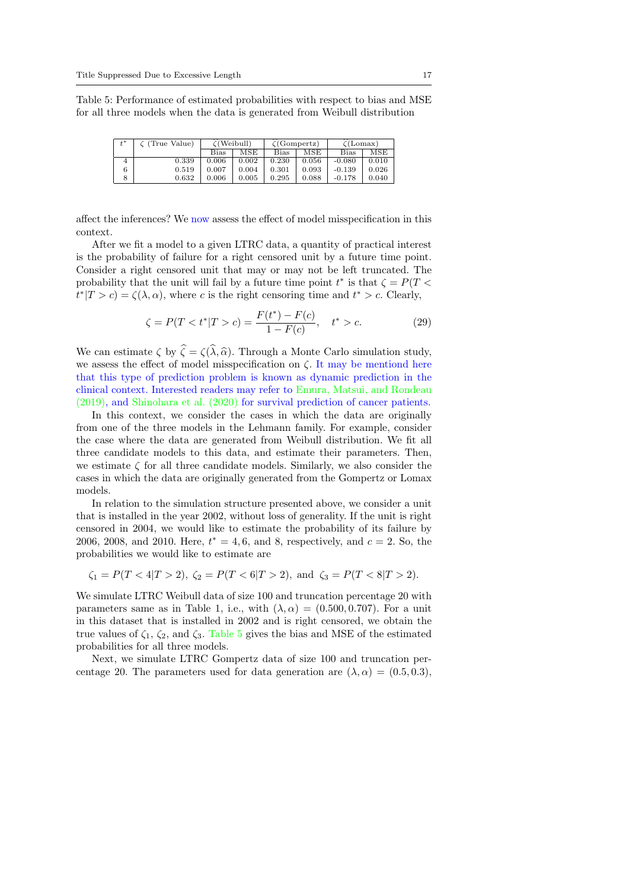Table 5: Performance of estimated probabilities with respect to bias and MSE for all three models when the data is generated from Weibull distribution

| $t^*$ | $\zeta$ (True Value) | $\hat{\zeta}$(Weibull) | | $\hat{\zeta}$(Gompertz) | | $\hat{\zeta}$(Lomax) | |
|---|---|---|---|---|---|---|---|
| | | Bias | MSE | Bias | MSE | Bias | MSE |
| 4 | 0.339 | 0.006 | 0.002 | 0.230 | 0.056 | -0.080 | 0.010 |
| 6 | 0.519 | 0.007 | 0.004 | 0.301 | 0.093 | -0.139 | 0.026 |
| 8 | 0.632 | 0.006 | 0.005 | 0.295 | 0.088 | -0.178 | 0.040 |

affect the inferences? We now assess the effect of model misspecification in this context.

After we fit a model to a given LTRC data, a quantity of practical interest is the probability of failure for a right censored unit by a future time point. Consider a right censored unit that may or may not be left truncated. The probability that the unit will fail by a future time point $t^*$ is that $\zeta = P(T < t^*|T > c) = \zeta(\lambda, \alpha)$, where $c$ is the right censoring time and $t^* > c$. Clearly,

$$\zeta = P(T < t^*|T > c) = \frac{F(t^*) - F(c)}{1 - F(c)}, \quad t^* > c. \tag{29}$$

We can estimate $\zeta$ by $\widehat{\zeta} = \zeta(\widehat{\lambda}, \widehat{\alpha})$. Through a Monte Carlo simulation study, we assess the effect of model misspecification on $\zeta$. It may be mentiond here that this type of prediction problem is known as dynamic prediction in the clinical context. Interested readers may refer to Emura, Matsui, and Rondeau (2019), and Shinohara et al. (2020) for survival prediction of cancer patients.

In this context, we consider the cases in which the data are originally from one of the three models in the Lehmann family. For example, consider the case where the data are generated from Weibull distribution. We fit all three candidate models to this data, and estimate their parameters. Then, we estimate $\zeta$ for all three candidate models. Similarly, we also consider the cases in which the data are originally generated from the Gompertz or Lomax models.

In relation to the simulation structure presented above, we consider a unit that is installed in the year 2002, without loss of generality. If the unit is right censored in 2004, we would like to estimate the probability of its failure by 2006, 2008, and 2010. Here, $t^* = 4, 6$, and 8, respectively, and $c = 2$. So, the probabilities we would like to estimate are

$$\zeta_1 = P(T < 4|T > 2),\ \zeta_2 = P(T < 6|T > 2),\ \text{and}\ \zeta_3 = P(T < 8|T > 2).$$

We simulate LTRC Weibull data of size 100 and truncation percentage 20 with parameters same as in Table 1, i.e., with $(\lambda, \alpha) = (0.500, 0.707)$. For a unit in this dataset that is installed in 2002 and is right censored, we obtain the true values of $\zeta_1$, $\zeta_2$, and $\zeta_3$. Table 5 gives the bias and MSE of the estimated probabilities for all three models.

Next, we simulate LTRC Gompertz data of size 100 and truncation percentage 20. The parameters used for data generation are $(\lambda, \alpha) = (0.5, 0.3)$,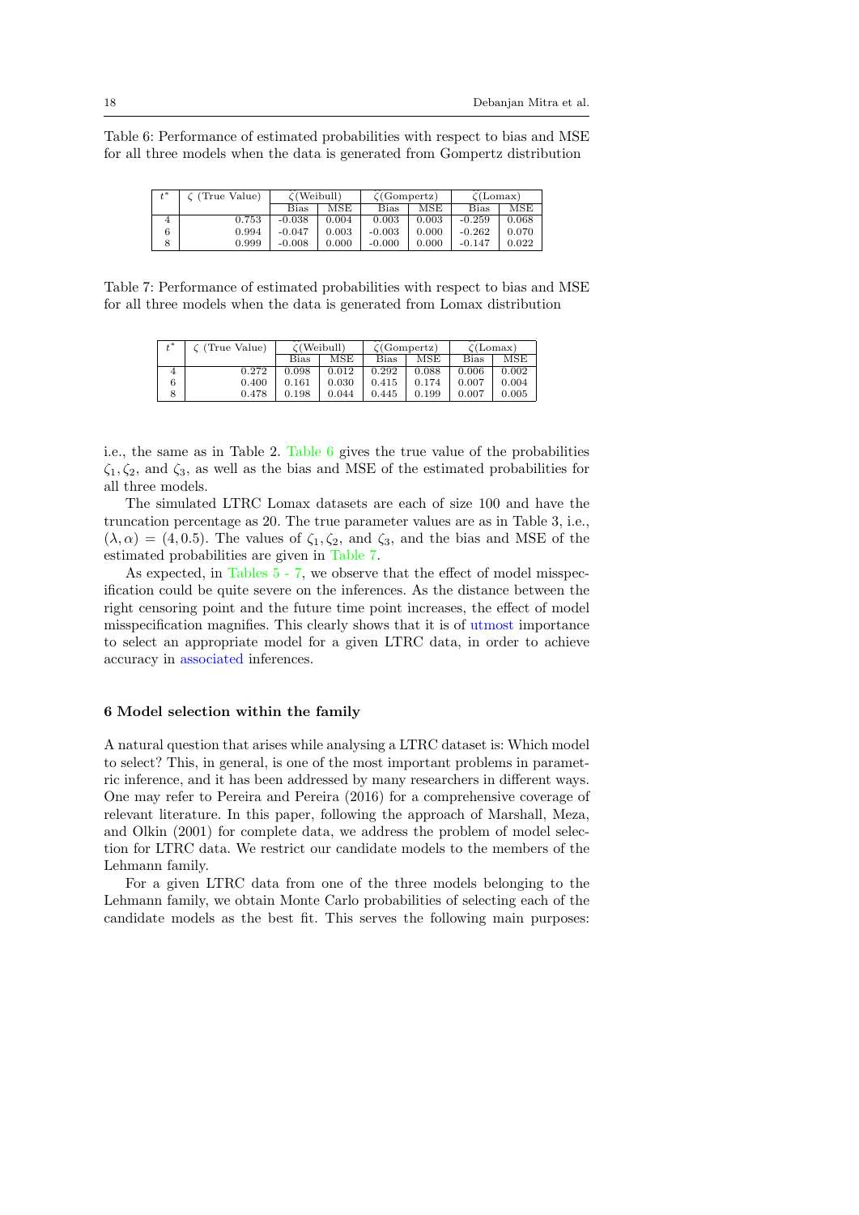Table 6: Performance of estimated probabilities with respect to bias and MSE for all three models when the data is generated from Gompertz distribution

| $t^*$ | $\zeta$ (True Value) | $\hat{\zeta}$(Weibull) | | $\hat{\zeta}$(Gompertz) | | $\hat{\zeta}$(Lomax) | |
|---|---|---|---|---|---|---|---|
| | | Bias | MSE | Bias | MSE | Bias | MSE |
| 4 | 0.753 | -0.038 | 0.004 | 0.003 | 0.003 | -0.259 | 0.068 |
| 6 | 0.994 | -0.047 | 0.003 | -0.003 | 0.000 | -0.262 | 0.070 |
| 8 | 0.999 | -0.008 | 0.000 | -0.000 | 0.000 | -0.147 | 0.022 |

Table 7: Performance of estimated probabilities with respect to bias and MSE for all three models when the data is generated from Lomax distribution

| $t^*$ | $\zeta$ (True Value) | $\hat{\zeta}$(Weibull) | | $\hat{\zeta}$(Gompertz) | | $\hat{\zeta}$(Lomax) | |
|---|---|---|---|---|---|---|---|
| | | Bias | MSE | Bias | MSE | Bias | MSE |
| 4 | 0.272 | 0.098 | 0.012 | 0.292 | 0.088 | 0.006 | 0.002 |
| 6 | 0.400 | 0.161 | 0.030 | 0.415 | 0.174 | 0.007 | 0.004 |
| 8 | 0.478 | 0.198 | 0.044 | 0.445 | 0.199 | 0.007 | 0.005 |

i.e., the same as in Table 2. Table 6 gives the true value of the probabilities $\zeta_1, \zeta_2$, and $\zeta_3$, as well as the bias and MSE of the estimated probabilities for all three models.

The simulated LTRC Lomax datasets are each of size 100 and have the truncation percentage as 20. The true parameter values are as in Table 3, i.e., $(\lambda, \alpha) = (4, 0.5)$. The values of $\zeta_1, \zeta_2$, and $\zeta_3$, and the bias and MSE of the estimated probabilities are given in Table 7.

As expected, in Tables 5 - 7, we observe that the effect of model misspecification could be quite severe on the inferences. As the distance between the right censoring point and the future time point increases, the effect of model misspecification magnifies. This clearly shows that it is of utmost importance to select an appropriate model for a given LTRC data, in order to achieve accuracy in associated inferences.

## 6 Model selection within the family

A natural question that arises while analysing a LTRC dataset is: Which model to select? This, in general, is one of the most important problems in parametric inference, and it has been addressed by many researchers in different ways. One may refer to Pereira and Pereira (2016) for a comprehensive coverage of relevant literature. In this paper, following the approach of Marshall, Meza, and Olkin (2001) for complete data, we address the problem of model selection for LTRC data. We restrict our candidate models to the members of the Lehmann family.

For a given LTRC data from one of the three models belonging to the Lehmann family, we obtain Monte Carlo probabilities of selecting each of the candidate models as the best fit. This serves the following main purposes: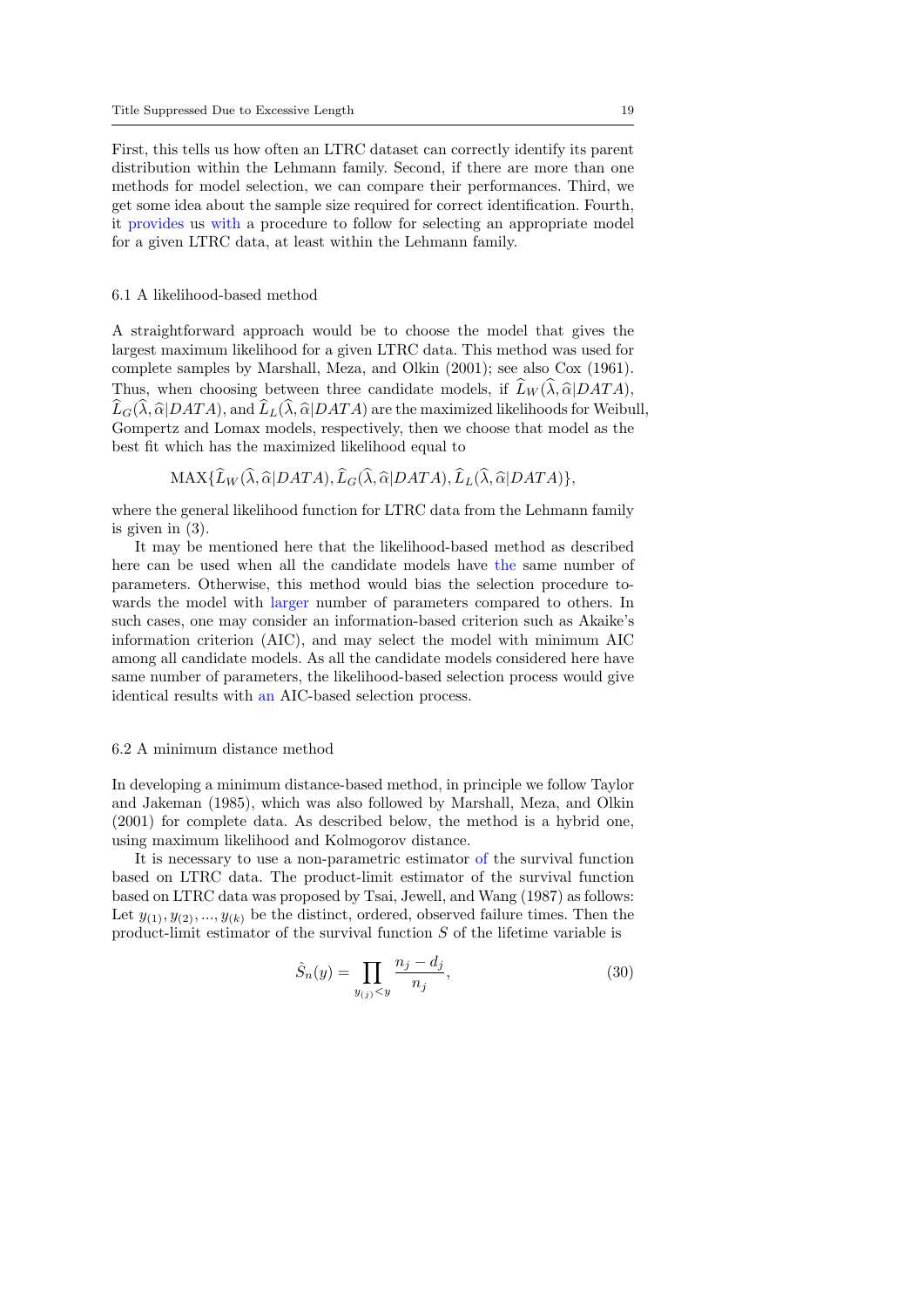First, this tells us how often an LTRC dataset can correctly identify its parent distribution within the Lehmann family. Second, if there are more than one methods for model selection, we can compare their performances. Third, we get some idea about the sample size required for correct identification. Fourth, it provides us with a procedure to follow for selecting an appropriate model for a given LTRC data, at least within the Lehmann family.

### 6.1 A likelihood-based method

A straightforward approach would be to choose the model that gives the largest maximum likelihood for a given LTRC data. This method was used for complete samples by Marshall, Meza, and Olkin (2001); see also Cox (1961). Thus, when choosing between three candidate models, if $\widehat{L}_W(\widehat{\lambda}, \widehat{\alpha}|DATA)$, $\widehat{L}_G(\widehat{\lambda}, \widehat{\alpha}|DATA)$, and $\widehat{L}_L(\widehat{\lambda}, \widehat{\alpha}|DATA)$ are the maximized likelihoods for Weibull, Gompertz and Lomax models, respectively, then we choose that model as the best fit which has the maximized likelihood equal to

$$\text{MAX}\{\widehat{L}_W(\widehat{\lambda}, \widehat{\alpha}|DATA), \widehat{L}_G(\widehat{\lambda}, \widehat{\alpha}|DATA), \widehat{L}_L(\widehat{\lambda}, \widehat{\alpha}|DATA)\},$$

where the general likelihood function for LTRC data from the Lehmann family is given in (3).

It may be mentioned here that the likelihood-based method as described here can be used when all the candidate models have the same number of parameters. Otherwise, this method would bias the selection procedure towards the model with larger number of parameters compared to others. In such cases, one may consider an information-based criterion such as Akaike's information criterion (AIC), and may select the model with minimum AIC among all candidate models. As all the candidate models considered here have same number of parameters, the likelihood-based selection process would give identical results with an AIC-based selection process.

### 6.2 A minimum distance method

In developing a minimum distance-based method, in principle we follow Taylor and Jakeman (1985), which was also followed by Marshall, Meza, and Olkin (2001) for complete data. As described below, the method is a hybrid one, using maximum likelihood and Kolmogorov distance.

It is necessary to use a non-parametric estimator of the survival function based on LTRC data. The product-limit estimator of the survival function based on LTRC data was proposed by Tsai, Jewell, and Wang (1987) as follows: Let $y_{(1)}, y_{(2)}, ..., y_{(k)}$ be the distinct, ordered, observed failure times. Then the product-limit estimator of the survival function $S$ of the lifetime variable is

$$\hat{S}_n(y) = \prod_{y_{(j)} < y} \frac{n_j - d_j}{n_j}, \tag{30}$$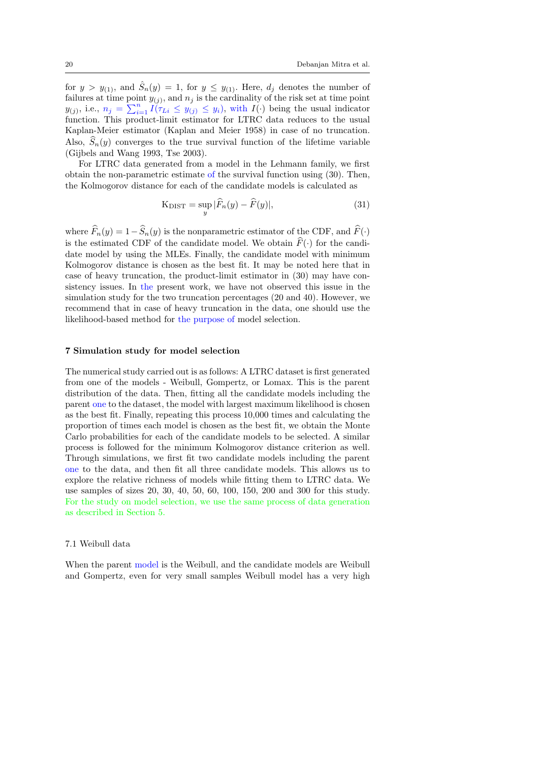for $y > y_{(1)}$, and $\hat{S}_n(y) = 1$, for $y \leq y_{(1)}$. Here, $d_j$ denotes the number of failures at time point $y_{(j)}$, and $n_j$ is the cardinality of the risk set at time point $y_{(j)}$, i.e., $n_j = \sum_{i=1}^{n} I(\tau_{Li} \leq y_{(j)} \leq y_i)$, with $I(\cdot)$ being the usual indicator function. This product-limit estimator for LTRC data reduces to the usual Kaplan-Meier estimator (Kaplan and Meier 1958) in case of no truncation. Also, $\widehat{S}_n(y)$ converges to the true survival function of the lifetime variable (Gijbels and Wang 1993, Tse 2003).

For LTRC data generated from a model in the Lehmann family, we first obtain the non-parametric estimate of the survival function using (30). Then, the Kolmogorov distance for each of the candidate models is calculated as

$$\mathrm{K_{DIST}} = \sup_y |\widehat{F}_n(y) - \widehat{F}(y)|, \tag{31}$$

where $\widehat{F}_n(y) = 1 - \widehat{S}_n(y)$ is the nonparametric estimator of the CDF, and $\widehat{F}(\cdot)$ is the estimated CDF of the candidate model. We obtain $\widehat{F}(\cdot)$ for the candidate model by using the MLEs. Finally, the candidate model with minimum Kolmogorov distance is chosen as the best fit. It may be noted here that in case of heavy truncation, the product-limit estimator in (30) may have consistency issues. In the present work, we have not observed this issue in the simulation study for the two truncation percentages (20 and 40). However, we recommend that in case of heavy truncation in the data, one should use the likelihood-based method for the purpose of model selection.

## 7 Simulation study for model selection

The numerical study carried out is as follows: A LTRC dataset is first generated from one of the models - Weibull, Gompertz, or Lomax. This is the parent distribution of the data. Then, fitting all the candidate models including the parent one to the dataset, the model with largest maximum likelihood is chosen as the best fit. Finally, repeating this process 10,000 times and calculating the proportion of times each model is chosen as the best fit, we obtain the Monte Carlo probabilities for each of the candidate models to be selected. A similar process is followed for the minimum Kolmogorov distance criterion as well. Through simulations, we first fit two candidate models including the parent one to the data, and then fit all three candidate models. This allows us to explore the relative richness of models while fitting them to LTRC data. We use samples of sizes 20, 30, 40, 50, 60, 100, 150, 200 and 300 for this study. For the study on model selection, we use the same process of data generation as described in Section 5.

### 7.1 Weibull data

When the parent model is the Weibull, and the candidate models are Weibull and Gompertz, even for very small samples Weibull model has a very high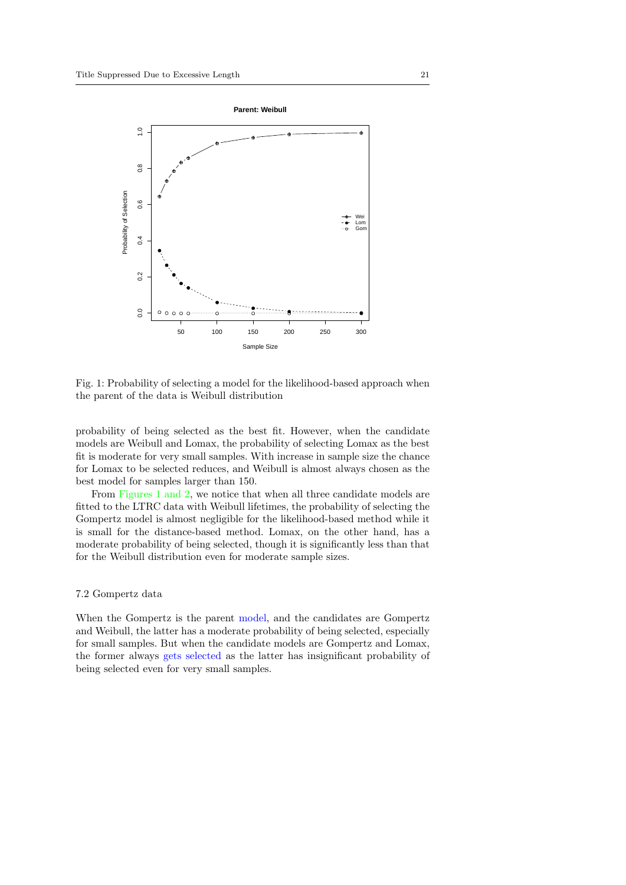Fig. 1: Probability of selecting a model for the likelihood-based approach when the parent of the data is Weibull distribution

probability of being selected as the best fit. However, when the candidate models are Weibull and Lomax, the probability of selecting Lomax as the best fit is moderate for very small samples. With increase in sample size the chance for Lomax to be selected reduces, and Weibull is almost always chosen as the best model for samples larger than 150.

From Figures 1 and 2, we notice that when all three candidate models are fitted to the LTRC data with Weibull lifetimes, the probability of selecting the Gompertz model is almost negligible for the likelihood-based method while it is small for the distance-based method. Lomax, on the other hand, has a moderate probability of being selected, though it is significantly less than that for the Weibull distribution even for moderate sample sizes.

### 7.2 Gompertz data

When the Gompertz is the parent model, and the candidates are Gompertz and Weibull, the latter has a moderate probability of being selected, especially for small samples. But when the candidate models are Gompertz and Lomax, the former always gets selected as the latter has insignificant probability of being selected even for very small samples.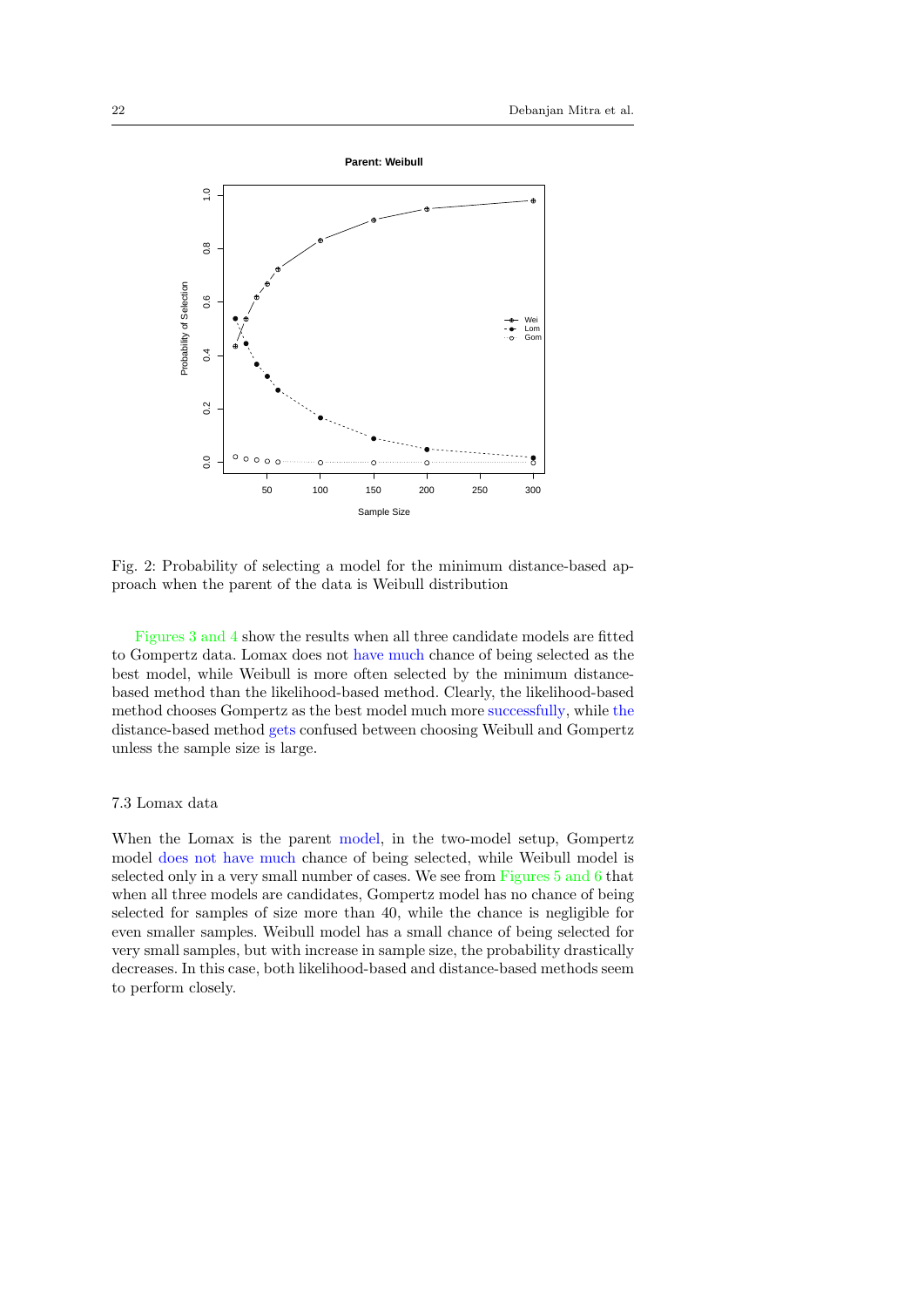Fig. 2: Probability of selecting a model for the minimum distance-based approach when the parent of the data is Weibull distribution

Figures 3 and 4 show the results when all three candidate models are fitted to Gompertz data. Lomax does not have much chance of being selected as the best model, while Weibull is more often selected by the minimum distance-based method than the likelihood-based method. Clearly, the likelihood-based method chooses Gompertz as the best model much more successfully, while the distance-based method gets confused between choosing Weibull and Gompertz unless the sample size is large.

### 7.3 Lomax data

When the Lomax is the parent model, in the two-model setup, Gompertz model does not have much chance of being selected, while Weibull model is selected only in a very small number of cases. We see from Figures 5 and 6 that when all three models are candidates, Gompertz model has no chance of being selected for samples of size more than 40, while the chance is negligible for even smaller samples. Weibull model has a small chance of being selected for very small samples, but with increase in sample size, the probability drastically decreases. In this case, both likelihood-based and distance-based methods seem to perform closely.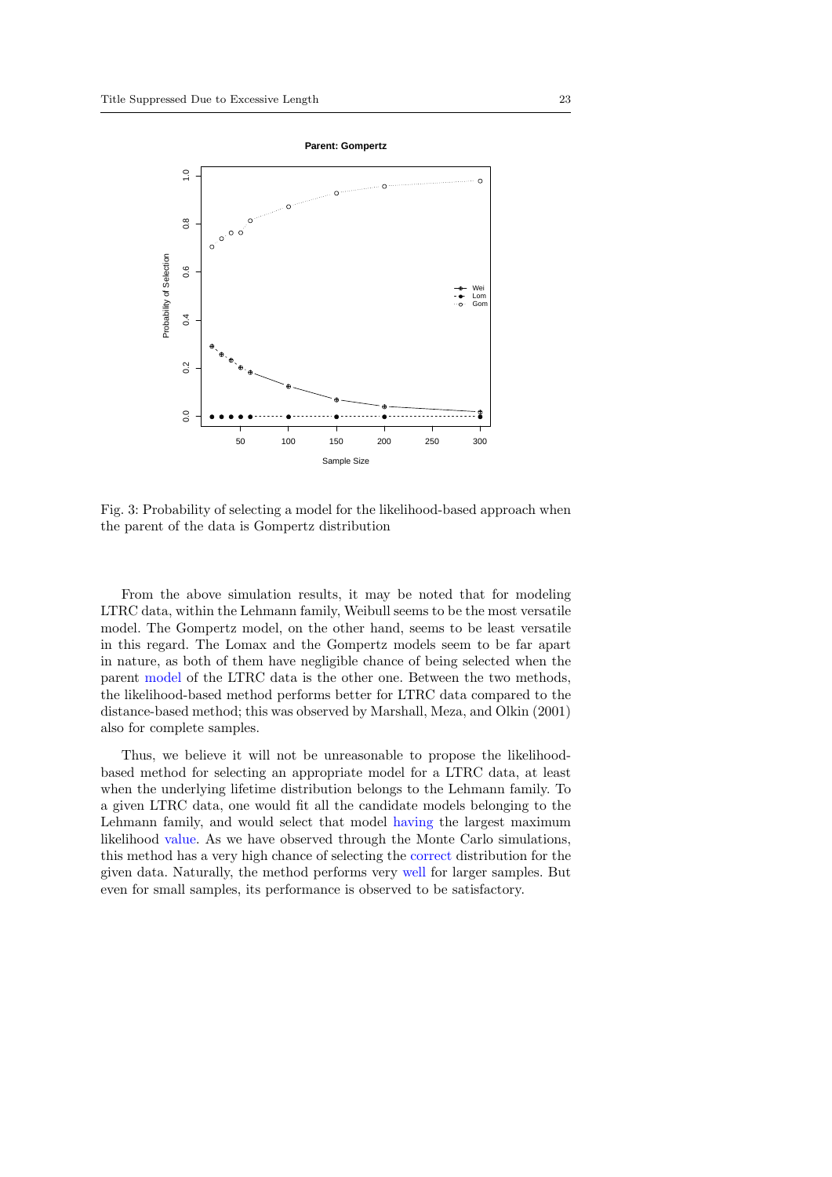Fig. 3: Probability of selecting a model for the likelihood-based approach when the parent of the data is Gompertz distribution

From the above simulation results, it may be noted that for modeling LTRC data, within the Lehmann family, Weibull seems to be the most versatile model. The Gompertz model, on the other hand, seems to be least versatile in this regard. The Lomax and the Gompertz models seem to be far apart in nature, as both of them have negligible chance of being selected when the parent model of the LTRC data is the other one. Between the two methods, the likelihood-based method performs better for LTRC data compared to the distance-based method; this was observed by Marshall, Meza, and Olkin (2001) also for complete samples.

Thus, we believe it will not be unreasonable to propose the likelihood-based method for selecting an appropriate model for a LTRC data, at least when the underlying lifetime distribution belongs to the Lehmann family. To a given LTRC data, one would fit all the candidate models belonging to the Lehmann family, and would select that model having the largest maximum likelihood value. As we have observed through the Monte Carlo simulations, this method has a very high chance of selecting the correct distribution for the given data. Naturally, the method performs very well for larger samples. But even for small samples, its performance is observed to be satisfactory.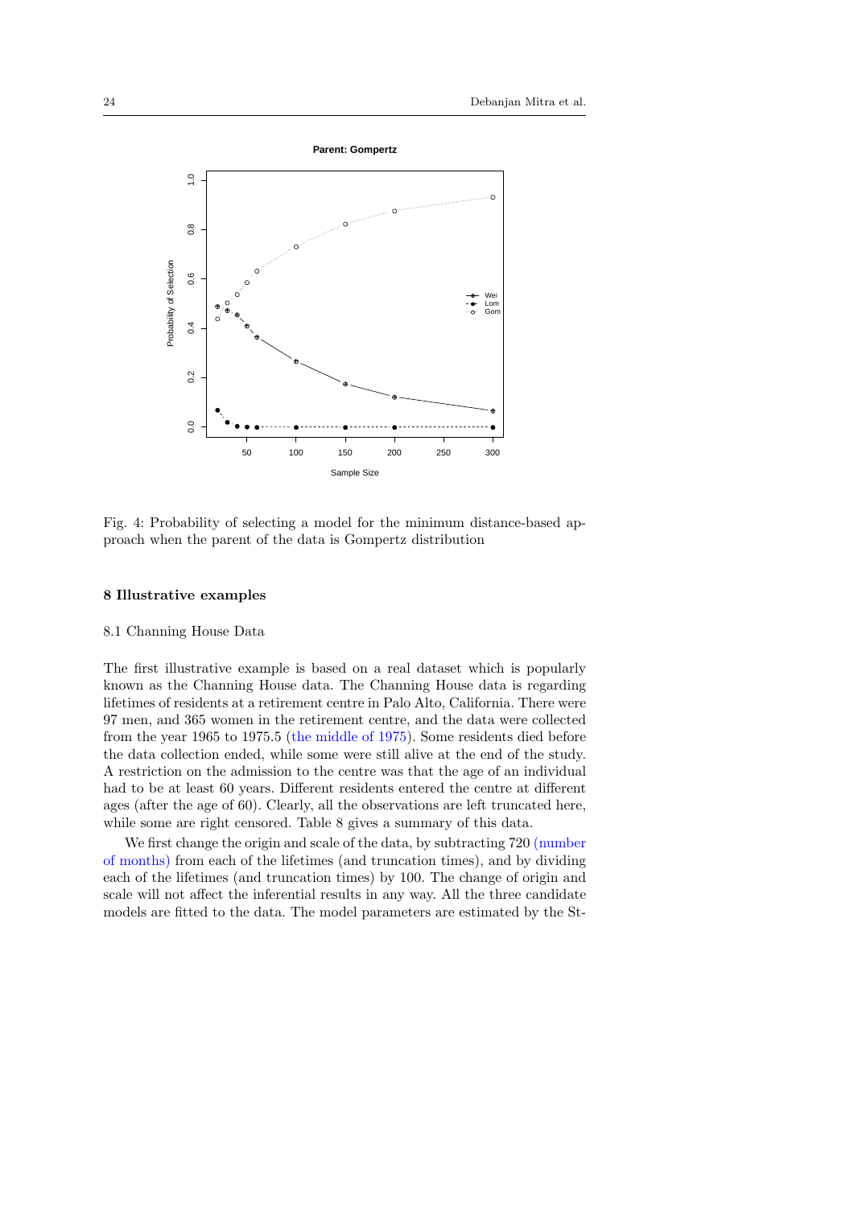Fig. 4: Probability of selecting a model for the minimum distance-based approach when the parent of the data is Gompertz distribution

## 8 Illustrative examples

### 8.1 Channing House Data

The first illustrative example is based on a real dataset which is popularly known as the Channing House data. The Channing House data is regarding lifetimes of residents at a retirement centre in Palo Alto, California. There were 97 men, and 365 women in the retirement centre, and the data were collected from the year 1965 to 1975.5 (the middle of 1975). Some residents died before the data collection ended, while some were still alive at the end of the study. A restriction on the admission to the centre was that the age of an individual had to be at least 60 years. Different residents entered the centre at different ages (after the age of 60). Clearly, all the observations are left truncated here, while some are right censored. Table 8 gives a summary of this data.

We first change the origin and scale of the data, by subtracting 720 (number of months) from each of the lifetimes (and truncation times), and by dividing each of the lifetimes (and truncation times) by 100. The change of origin and scale will not affect the inferential results in any way. All the three candidate models are fitted to the data. The model parameters are estimated by the St-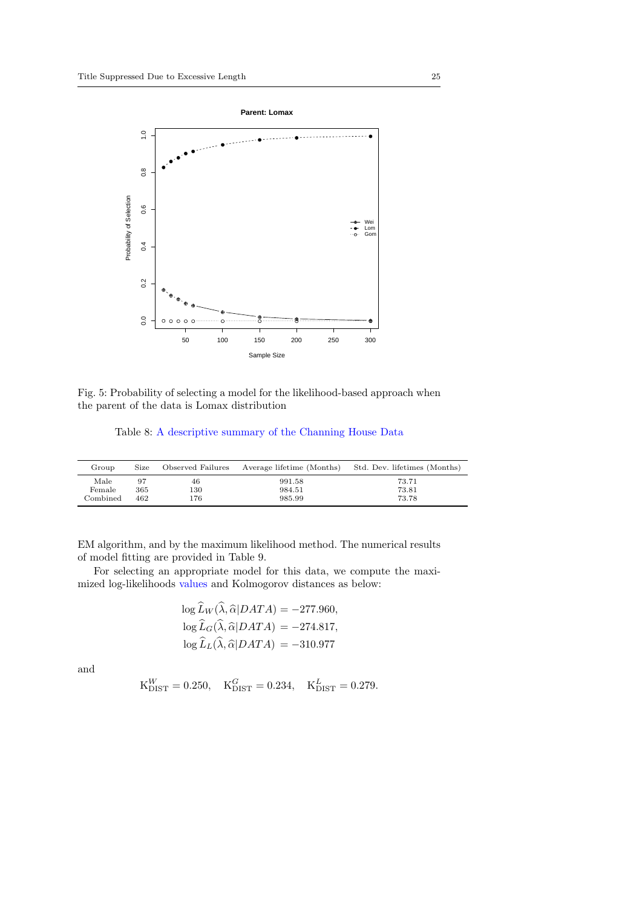Fig. 5: Probability of selecting a model for the likelihood-based approach when the parent of the data is Lomax distribution

Table 8: A descriptive summary of the Channing House Data

| Group | Size | Observed Failures | Average lifetime (Months) | Std. Dev. lifetimes (Months) |
|---|---|---|---|---|
| Male | 97 | 46 | 991.58 | 73.71 |
| Female | 365 | 130 | 984.51 | 73.81 |
| Combined | 462 | 176 | 985.99 | 73.78 |

EM algorithm, and by the maximum likelihood method. The numerical results of model fitting are provided in Table 9.

For selecting an appropriate model for this data, we compute the maximized log-likelihoods values and Kolmogorov distances as below:

$$\log \widehat{L}_W(\widehat{\lambda}, \widehat{\alpha}|DATA) = -277.960,$$
$$\log \widehat{L}_G(\widehat{\lambda}, \widehat{\alpha}|DATA) = -274.817,$$
$$\log \widehat{L}_L(\widehat{\lambda}, \widehat{\alpha}|DATA) = -310.977$$

and

$$\mathrm{K}^W_{\mathrm{DIST}} = 0.250, \quad \mathrm{K}^G_{\mathrm{DIST}} = 0.234, \quad \mathrm{K}^L_{\mathrm{DIST}} = 0.279.$$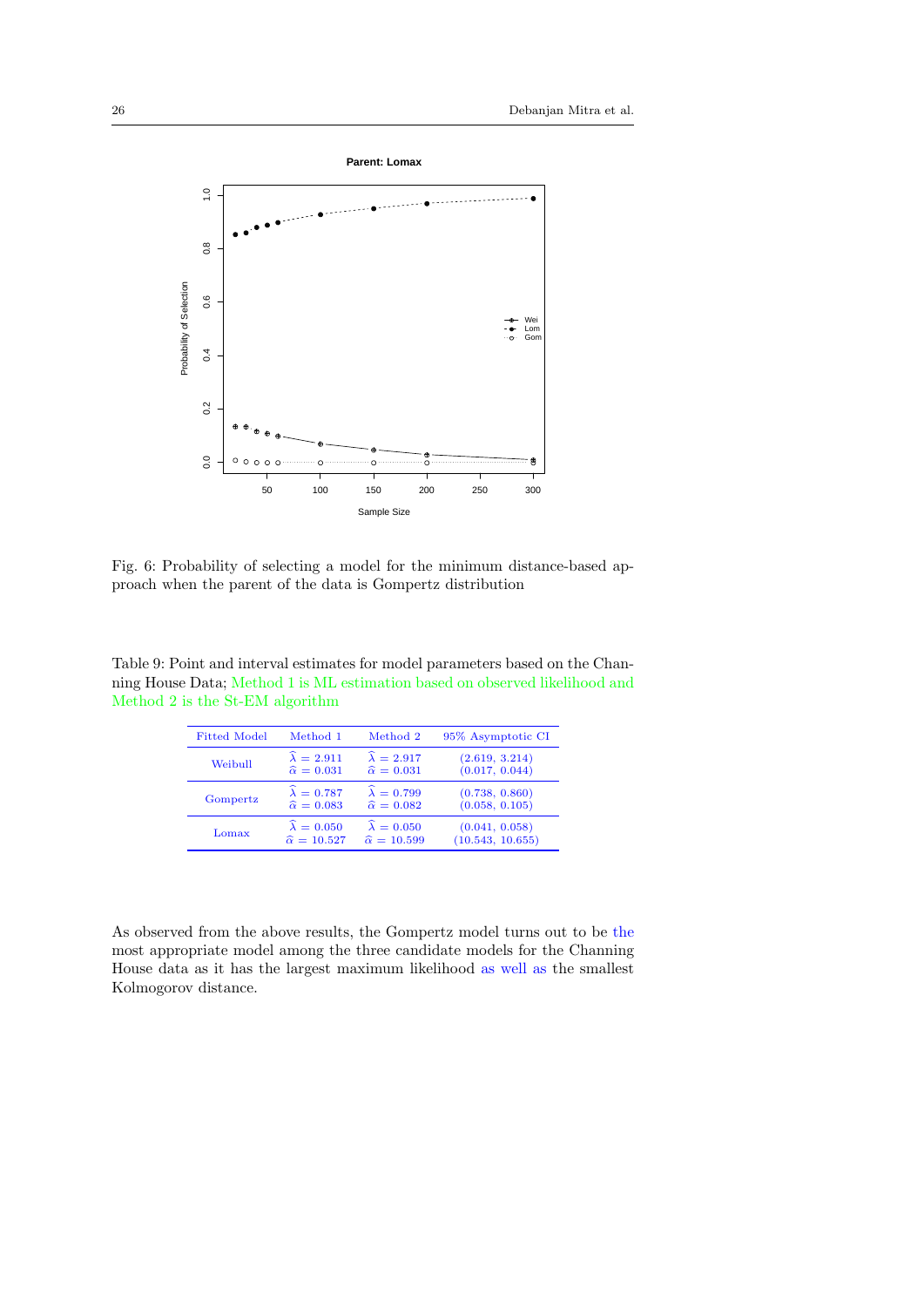Fig. 6: Probability of selecting a model for the minimum distance-based approach when the parent of the data is Gompertz distribution

Table 9: Point and interval estimates for model parameters based on the Channing House Data; Method 1 is ML estimation based on observed likelihood and Method 2 is the St-EM algorithm

| Fitted Model | Method 1 | Method 2 | 95% Asymptotic CI |
|---|---|---|---|
| Weibull | $\widehat{\lambda} = 2.911$ <br> $\widehat{\alpha} = 0.031$ | $\widehat{\lambda} = 2.917$ <br> $\widehat{\alpha} = 0.031$ | (2.619, 3.214) <br> (0.017, 0.044) |
| Gompertz | $\widehat{\lambda} = 0.787$ <br> $\widehat{\alpha} = 0.083$ | $\widehat{\lambda} = 0.799$ <br> $\widehat{\alpha} = 0.082$ | (0.738, 0.860) <br> (0.058, 0.105) |
| Lomax | $\widehat{\lambda} = 0.050$ <br> $\widehat{\alpha} = 10.527$ | $\widehat{\lambda} = 0.050$ <br> $\widehat{\alpha} = 10.599$ | (0.041, 0.058) <br> (10.543, 10.655) |

As observed from the above results, the Gompertz model turns out to be the most appropriate model among the three candidate models for the Channing House data as it has the largest maximum likelihood as well as the smallest Kolmogorov distance.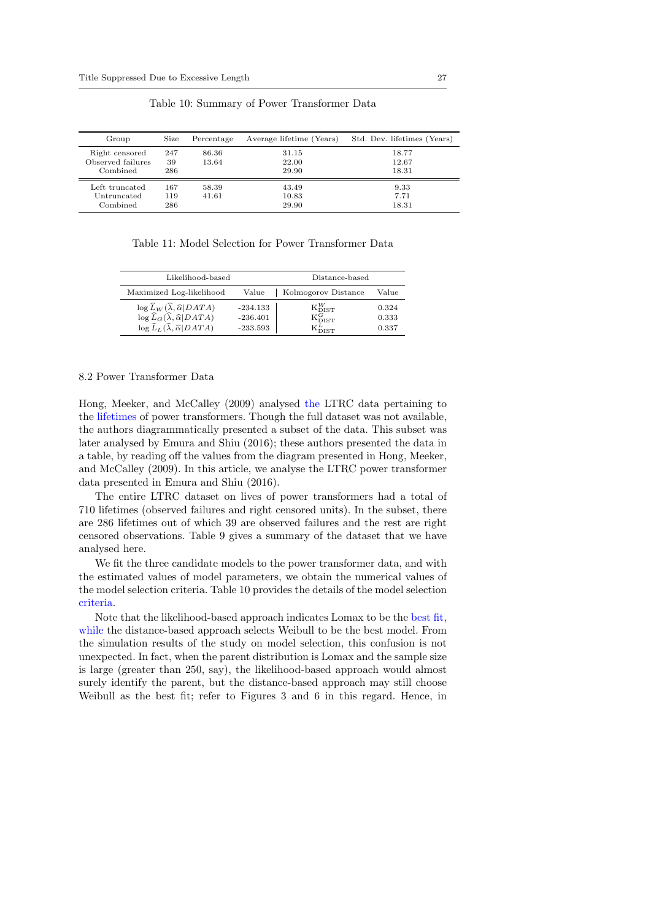Table 10: Summary of Power Transformer Data

| Group | Size | Percentage | Average lifetime (Years) | Std. Dev. lifetimes (Years) |
|---|---|---|---|---|
| Right censored | 247 | 86.36 | 31.15 | 18.77 |
| Observed failures | 39 | 13.64 | 22.00 | 12.67 |
| Combined | 286 | | 29.90 | 18.31 |
| Left truncated | 167 | 58.39 | 43.49 | 9.33 |
| Untruncated | 119 | 41.61 | 10.83 | 7.71 |
| Combined | 286 | | 29.90 | 18.31 |

Table 11: Model Selection for Power Transformer Data

| Likelihood-based | | Distance-based | |
|---|---|---|---|
| Maximized Log-likelihood | Value | Kolmogorov Distance | Value |
| $\log \widehat{L}_W(\widehat{\lambda}, \widehat{\alpha} \mid DATA)$ | -234.133 | $K^W_{\text{DIST}}$ | 0.324 |
| $\log \widehat{L}_G(\widehat{\lambda}, \widehat{\alpha} \mid DATA)$ | -236.401 | $K^G_{\text{DIST}}$ | 0.333 |
| $\log \widehat{L}_L(\widehat{\lambda}, \widehat{\alpha} \mid DATA)$ | -233.593 | $K^L_{\text{DIST}}$ | 0.337 |

### 8.2 Power Transformer Data

Hong, Meeker, and McCalley (2009) analysed the LTRC data pertaining to the lifetimes of power transformers. Though the full dataset was not available, the authors diagrammatically presented a subset of the data. This subset was later analysed by Emura and Shiu (2016); these authors presented the data in a table, by reading off the values from the diagram presented in Hong, Meeker, and McCalley (2009). In this article, we analyse the LTRC power transformer data presented in Emura and Shiu (2016).

The entire LTRC dataset on lives of power transformers had a total of 710 lifetimes (observed failures and right censored units). In the subset, there are 286 lifetimes out of which 39 are observed failures and the rest are right censored observations. Table 9 gives a summary of the dataset that we have analysed here.

We fit the three candidate models to the power transformer data, and with the estimated values of model parameters, we obtain the numerical values of the model selection criteria. Table 10 provides the details of the model selection criteria.

Note that the likelihood-based approach indicates Lomax to be the best fit, while the distance-based approach selects Weibull to be the best model. From the simulation results of the study on model selection, this confusion is not unexpected. In fact, when the parent distribution is Lomax and the sample size is large (greater than 250, say), the likelihood-based approach would almost surely identify the parent, but the distance-based approach may still choose Weibull as the best fit; refer to Figures 3 and 6 in this regard. Hence, in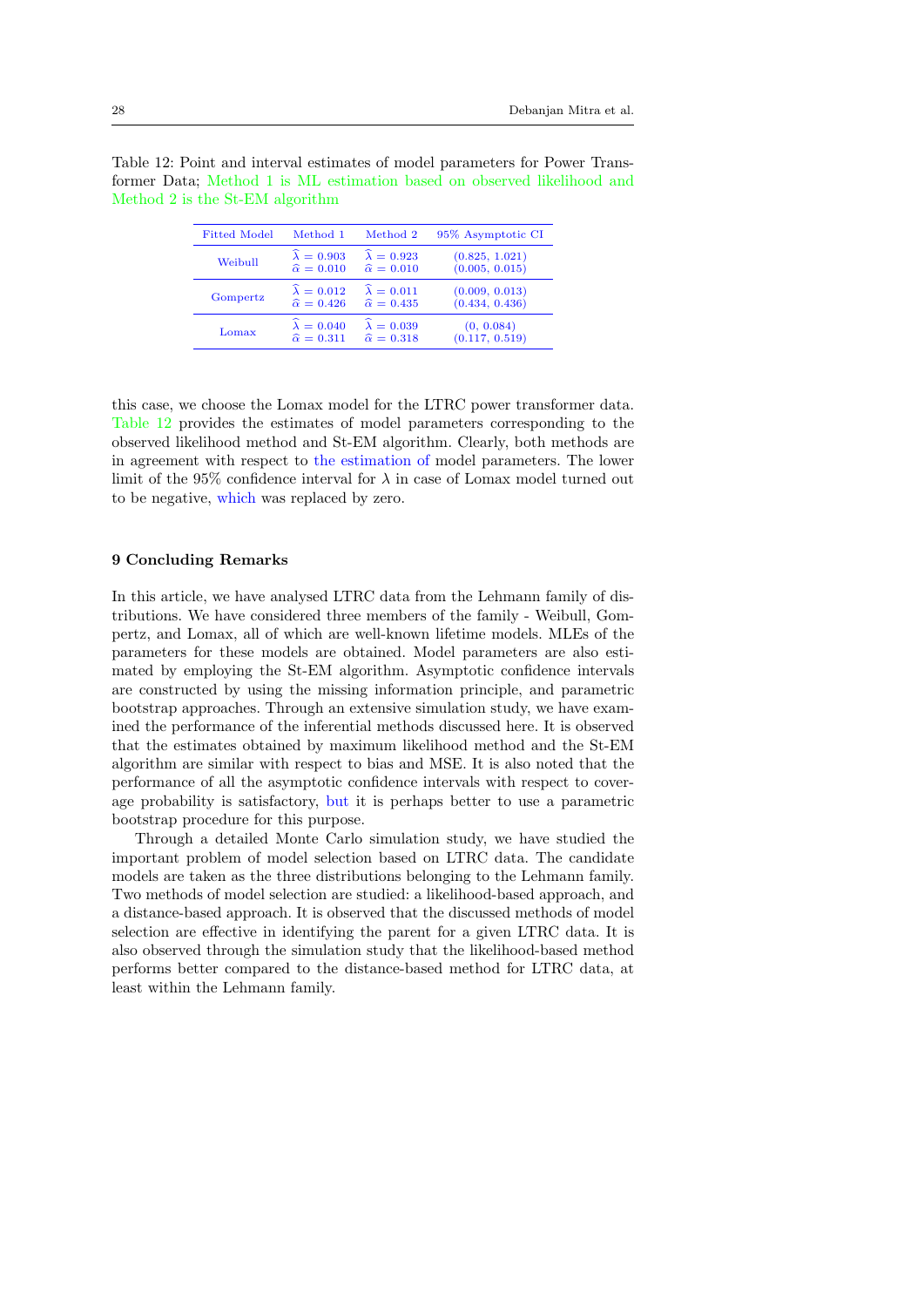Table 12: Point and interval estimates of model parameters for Power Transformer Data; Method 1 is ML estimation based on observed likelihood and Method 2 is the St-EM algorithm

| Fitted Model | Method 1 | Method 2 | 95% Asymptotic CI |
|---|---|---|---|
| Weibull | $\widehat{\lambda} = 0.903$ <br> $\widehat{\alpha} = 0.010$ | $\widehat{\lambda} = 0.923$ <br> $\widehat{\alpha} = 0.010$ | (0.825, 1.021) <br> (0.005, 0.015) |
| Gompertz | $\widehat{\lambda} = 0.012$ <br> $\widehat{\alpha} = 0.426$ | $\widehat{\lambda} = 0.011$ <br> $\widehat{\alpha} = 0.435$ | (0.009, 0.013) <br> (0.434, 0.436) |
| Lomax | $\widehat{\lambda} = 0.040$ <br> $\widehat{\alpha} = 0.311$ | $\widehat{\lambda} = 0.039$ <br> $\widehat{\alpha} = 0.318$ | (0, 0.084) <br> (0.117, 0.519) |

this case, we choose the Lomax model for the LTRC power transformer data. Table 12 provides the estimates of model parameters corresponding to the observed likelihood method and St-EM algorithm. Clearly, both methods are in agreement with respect to the estimation of model parameters. The lower limit of the 95% confidence interval for $\lambda$ in case of Lomax model turned out to be negative, which was replaced by zero.

## 9 Concluding Remarks

In this article, we have analysed LTRC data from the Lehmann family of distributions. We have considered three members of the family - Weibull, Gompertz, and Lomax, all of which are well-known lifetime models. MLEs of the parameters for these models are obtained. Model parameters are also estimated by employing the St-EM algorithm. Asymptotic confidence intervals are constructed by using the missing information principle, and parametric bootstrap approaches. Through an extensive simulation study, we have examined the performance of the inferential methods discussed here. It is observed that the estimates obtained by maximum likelihood method and the St-EM algorithm are similar with respect to bias and MSE. It is also noted that the performance of all the asymptotic confidence intervals with respect to coverage probability is satisfactory, but it is perhaps better to use a parametric bootstrap procedure for this purpose.

Through a detailed Monte Carlo simulation study, we have studied the important problem of model selection based on LTRC data. The candidate models are taken as the three distributions belonging to the Lehmann family. Two methods of model selection are studied: a likelihood-based approach, and a distance-based approach. It is observed that the discussed methods of model selection are effective in identifying the parent for a given LTRC data. It is also observed through the simulation study that the likelihood-based method performs better compared to the distance-based method for LTRC data, at least within the Lehmann family.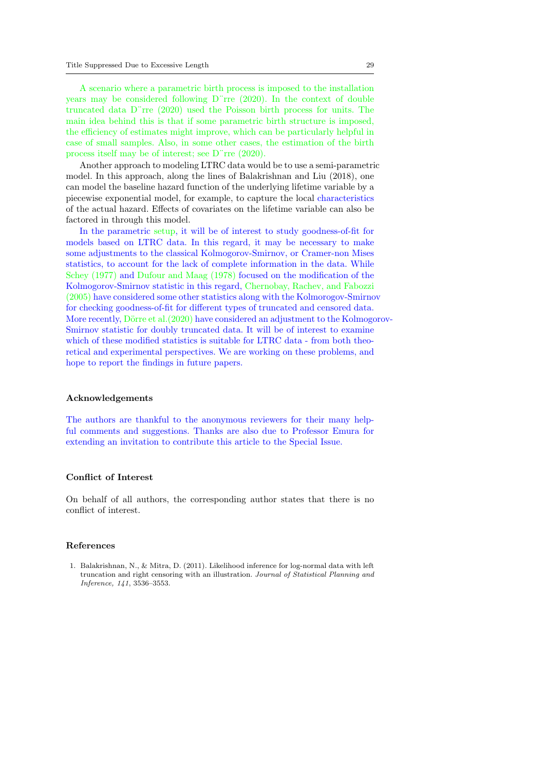A scenario where a parametric birth process is imposed to the installation years may be considered following D¨rre (2020). In the context of double truncated data D¨rre (2020) used the Poisson birth process for units. The main idea behind this is that if some parametric birth structure is imposed, the efficiency of estimates might improve, which can be particularly helpful in case of small samples. Also, in some other cases, the estimation of the birth process itself may be of interest; see D¨rre (2020).

Another approach to modeling LTRC data would be to use a semi-parametric model. In this approach, along the lines of Balakrishnan and Liu (2018), one can model the baseline hazard function of the underlying lifetime variable by a piecewise exponential model, for example, to capture the local characteristics of the actual hazard. Effects of covariates on the lifetime variable can also be factored in through this model.

In the parametric setup, it will be of interest to study goodness-of-fit for models based on LTRC data. In this regard, it may be necessary to make some adjustments to the classical Kolmogorov-Smirnov, or Cramer-non Mises statistics, to account for the lack of complete information in the data. While Schey (1977) and Dufour and Maag (1978) focused on the modification of the Kolmogorov-Smirnov statistic in this regard, Chernobay, Rachev, and Fabozzi (2005) have considered some other statistics along with the Kolmorogov-Smirnov for checking goodness-of-fit for different types of truncated and censored data. More recently, Dörre et al.(2020) have considered an adjustment to the Kolmogorov-Smirnov statistic for doubly truncated data. It will be of interest to examine which of these modified statistics is suitable for LTRC data - from both theoretical and experimental perspectives. We are working on these problems, and hope to report the findings in future papers.

## Acknowledgements

The authors are thankful to the anonymous reviewers for their many helpful comments and suggestions. Thanks are also due to Professor Emura for extending an invitation to contribute this article to the Special Issue.

## Conflict of Interest

On behalf of all authors, the corresponding author states that there is no conflict of interest.

## References

1. Balakrishnan, N., & Mitra, D. (2011). Likelihood inference for log-normal data with left truncation and right censoring with an illustration. *Journal of Statistical Planning and Inference, 141*, 3536–3553.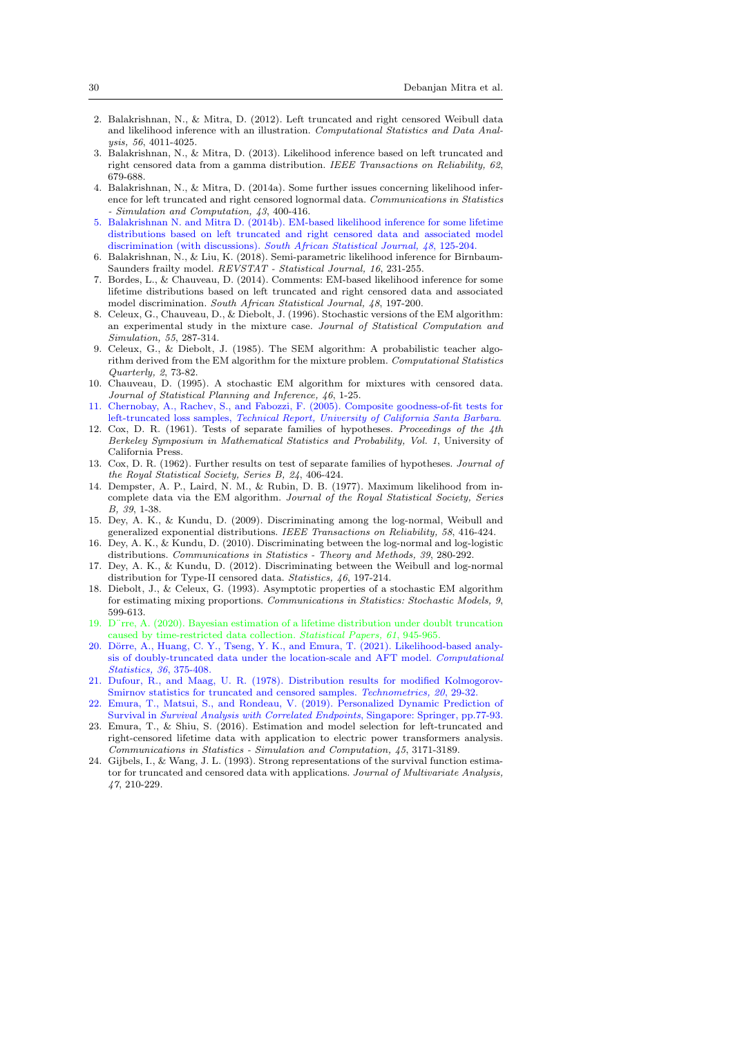2. Balakrishnan, N., & Mitra, D. (2012). Left truncated and right censored Weibull data and likelihood inference with an illustration. *Computational Statistics and Data Analysis, 56*, 4011-4025.
3. Balakrishnan, N., & Mitra, D. (2013). Likelihood inference based on left truncated and right censored data from a gamma distribution. *IEEE Transactions on Reliability, 62*, 679-688.
4. Balakrishnan, N., & Mitra, D. (2014a). Some further issues concerning likelihood inference for left truncated and right censored lognormal data. *Communications in Statistics - Simulation and Computation, 43*, 400-416.
5. Balakrishnan N. and Mitra D. (2014b). EM-based likelihood inference for some lifetime distributions based on left truncated and right censored data and associated model discrimination (with discussions). *South African Statistical Journal, 48*, 125-204.
6. Balakrishnan, N., & Liu, K. (2018). Semi-parametric likelihood inference for Birnbaum-Saunders frailty model. *REVSTAT - Statistical Journal, 16*, 231-255.
7. Bordes, L., & Chauveau, D. (2014). Comments: EM-based likelihood inference for some lifetime distributions based on left truncated and right censored data and associated model discrimination. *South African Statistical Journal, 48*, 197-200.
8. Celeux, G., Chauveau, D., & Diebolt, J. (1996). Stochastic versions of the EM algorithm: an experimental study in the mixture case. *Journal of Statistical Computation and Simulation, 55*, 287-314.
9. Celeux, G., & Diebolt, J. (1985). The SEM algorithm: A probabilistic teacher algorithm derived from the EM algorithm for the mixture problem. *Computational Statistics Quarterly, 2*, 73-82.
10. Chauveau, D. (1995). A stochastic EM algorithm for mixtures with censored data. *Journal of Statistical Planning and Inference, 46*, 1-25.
11. Chernobay, A., Rachev, S., and Fabozzi, F. (2005). Composite goodness-of-fit tests for left-truncated loss samples, *Technical Report, University of California Santa Barbara*.
12. Cox, D. R. (1961). Tests of separate families of hypotheses. *Proceedings of the 4th Berkeley Symposium in Mathematical Statistics and Probability, Vol. 1*, University of California Press.
13. Cox, D. R. (1962). Further results on test of separate families of hypotheses. *Journal of the Royal Statistical Society, Series B, 24*, 406-424.
14. Dempster, A. P., Laird, N. M., & Rubin, D. B. (1977). Maximum likelihood from incomplete data via the EM algorithm. *Journal of the Royal Statistical Society, Series B, 39*, 1-38.
15. Dey, A. K., & Kundu, D. (2009). Discriminating among the log-normal, Weibull and generalized exponential distributions. *IEEE Transactions on Reliability, 58*, 416-424.
16. Dey, A. K., & Kundu, D. (2010). Discriminating between the log-normal and log-logistic distributions. *Communications in Statistics - Theory and Methods, 39*, 280-292.
17. Dey, A. K., & Kundu, D. (2012). Discriminating between the Weibull and log-normal distribution for Type-II censored data. *Statistics, 46*, 197-214.
18. Diebolt, J., & Celeux, G. (1993). Asymptotic properties of a stochastic EM algorithm for estimating mixing proportions. *Communications in Statistics: Stochastic Models, 9*, 599-613.
19. D¨rre, A. (2020). Bayesian estimation of a lifetime distribution under doublt truncation caused by time-restricted data collection. *Statistical Papers, 61*, 945-965.
20. Dörre, A., Huang, C. Y., Tseng, Y. K., and Emura, T. (2021). Likelihood-based analysis of doubly-truncated data under the location-scale and AFT model. *Computational Statistics, 36*, 375-408.
21. Dufour, R., and Maag, U. R. (1978). Distribution results for modified Kolmogorov-Smirnov statistics for truncated and censored samples. *Technometrics, 20*, 29-32.
22. Emura, T., Matsui, S., and Rondeau, V. (2019). Personalized Dynamic Prediction of Survival in *Survival Analysis with Correlated Endpoints*, Singapore: Springer, pp.77-93.
23. Emura, T., & Shiu, S. (2016). Estimation and model selection for left-truncated and right-censored lifetime data with application to electric power transformers analysis. *Communications in Statistics - Simulation and Computation, 45*, 3171-3189.
24. Gijbels, I., & Wang, J. L. (1993). Strong representations of the survival function estimator for truncated and censored data with applications. *Journal of Multivariate Analysis, 47*, 210-229.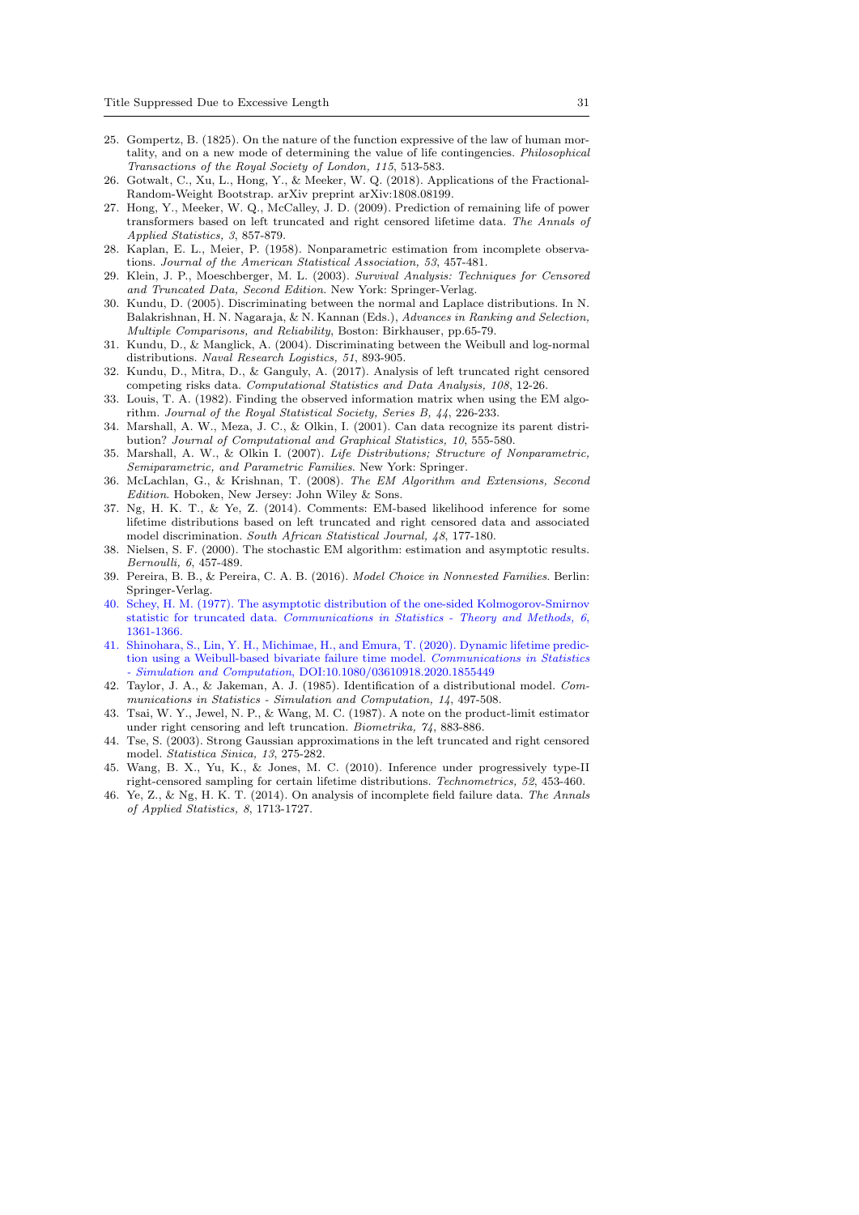25. Gompertz, B. (1825). On the nature of the function expressive of the law of human mortality, and on a new mode of determining the value of life contingencies. *Philosophical Transactions of the Royal Society of London, 115*, 513-583.
26. Gotwalt, C., Xu, L., Hong, Y., & Meeker, W. Q. (2018). Applications of the Fractional-Random-Weight Bootstrap. arXiv preprint arXiv:1808.08199.
27. Hong, Y., Meeker, W. Q., McCalley, J. D. (2009). Prediction of remaining life of power transformers based on left truncated and right censored lifetime data. *The Annals of Applied Statistics, 3*, 857-879.
28. Kaplan, E. L., Meier, P. (1958). Nonparametric estimation from incomplete observations. *Journal of the American Statistical Association, 53*, 457-481.
29. Klein, J. P., Moeschberger, M. L. (2003). *Survival Analysis: Techniques for Censored and Truncated Data, Second Edition*. New York: Springer-Verlag.
30. Kundu, D. (2005). Discriminating between the normal and Laplace distributions. In N. Balakrishnan, H. N. Nagaraja, & N. Kannan (Eds.), *Advances in Ranking and Selection, Multiple Comparisons, and Reliability*, Boston: Birkhauser, pp.65-79.
31. Kundu, D., & Manglick, A. (2004). Discriminating between the Weibull and log-normal distributions. *Naval Research Logistics, 51*, 893-905.
32. Kundu, D., Mitra, D., & Ganguly, A. (2017). Analysis of left truncated right censored competing risks data. *Computational Statistics and Data Analysis, 108*, 12-26.
33. Louis, T. A. (1982). Finding the observed information matrix when using the EM algorithm. *Journal of the Royal Statistical Society, Series B, 44*, 226-233.
34. Marshall, A. W., Meza, J. C., & Olkin, I. (2001). Can data recognize its parent distribution? *Journal of Computational and Graphical Statistics, 10*, 555-580.
35. Marshall, A. W., & Olkin I. (2007). *Life Distributions; Structure of Nonparametric, Semiparametric, and Parametric Families*. New York: Springer.
36. McLachlan, G., & Krishnan, T. (2008). *The EM Algorithm and Extensions, Second Edition*. Hoboken, New Jersey: John Wiley & Sons.
37. Ng, H. K. T., & Ye, Z. (2014). Comments: EM-based likelihood inference for some lifetime distributions based on left truncated and right censored data and associated model discrimination. *South African Statistical Journal, 48*, 177-180.
38. Nielsen, S. F. (2000). The stochastic EM algorithm: estimation and asymptotic results. *Bernoulli, 6*, 457-489.
39. Pereira, B. B., & Pereira, C. A. B. (2016). *Model Choice in Nonnested Families*. Berlin: Springer-Verlag.
40. Schey, H. M. (1977). The asymptotic distribution of the one-sided Kolmogorov-Smirnov statistic for truncated data. *Communications in Statistics - Theory and Methods, 6*, 1361-1366.
41. Shinohara, S., Lin, Y. H., Michimae, H., and Emura, T. (2020). Dynamic lifetime prediction using a Weibull-based bivariate failure time model. *Communications in Statistics - Simulation and Computation*, DOI:10.1080/03610918.2020.1855449
42. Taylor, J. A., & Jakeman, A. J. (1985). Identification of a distributional model. *Communications in Statistics - Simulation and Computation, 14*, 497-508.
43. Tsai, W. Y., Jewel, N. P., & Wang, M. C. (1987). A note on the product-limit estimator under right censoring and left truncation. *Biometrika, 74*, 883-886.
44. Tse, S. (2003). Strong Gaussian approximations in the left truncated and right censored model. *Statistica Sinica, 13*, 275-282.
45. Wang, B. X., Yu, K., & Jones, M. C. (2010). Inference under progressively type-II right-censored sampling for certain lifetime distributions. *Technometrics, 52*, 453-460.
46. Ye, Z., & Ng, H. K. T. (2014). On analysis of incomplete field failure data. *The Annals of Applied Statistics, 8*, 1713-1727.